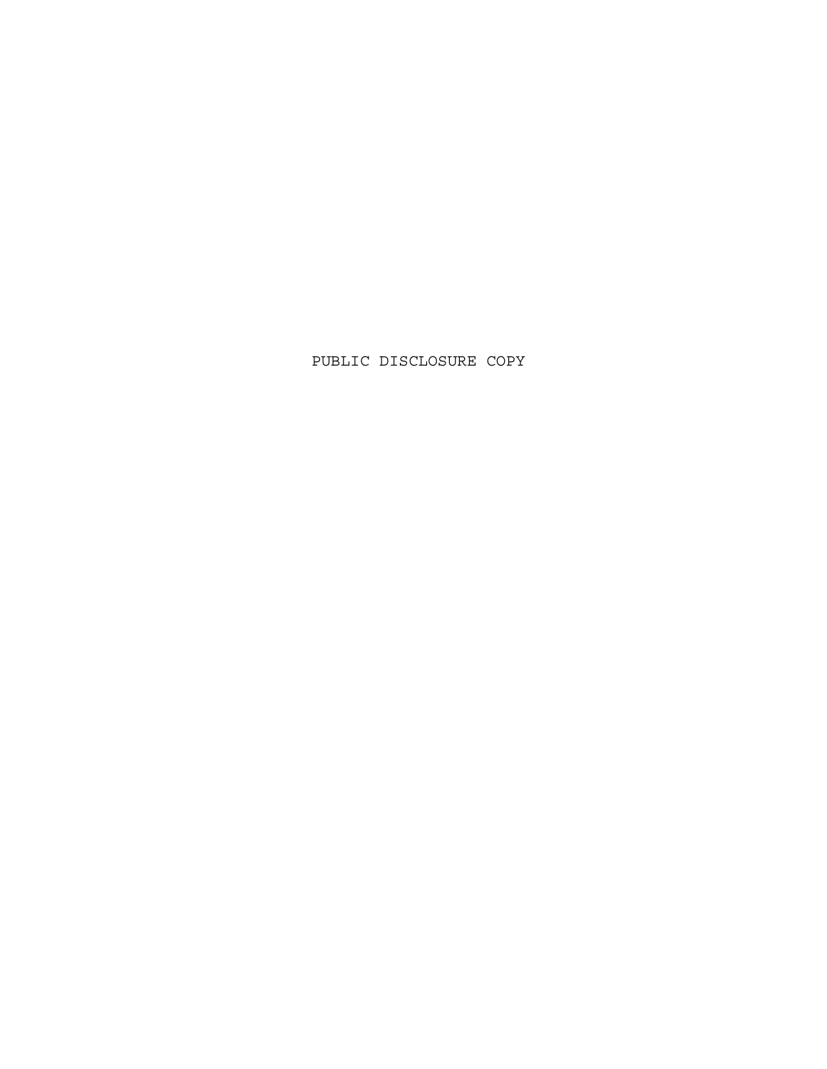PUBLIC DISCLOSURE COPY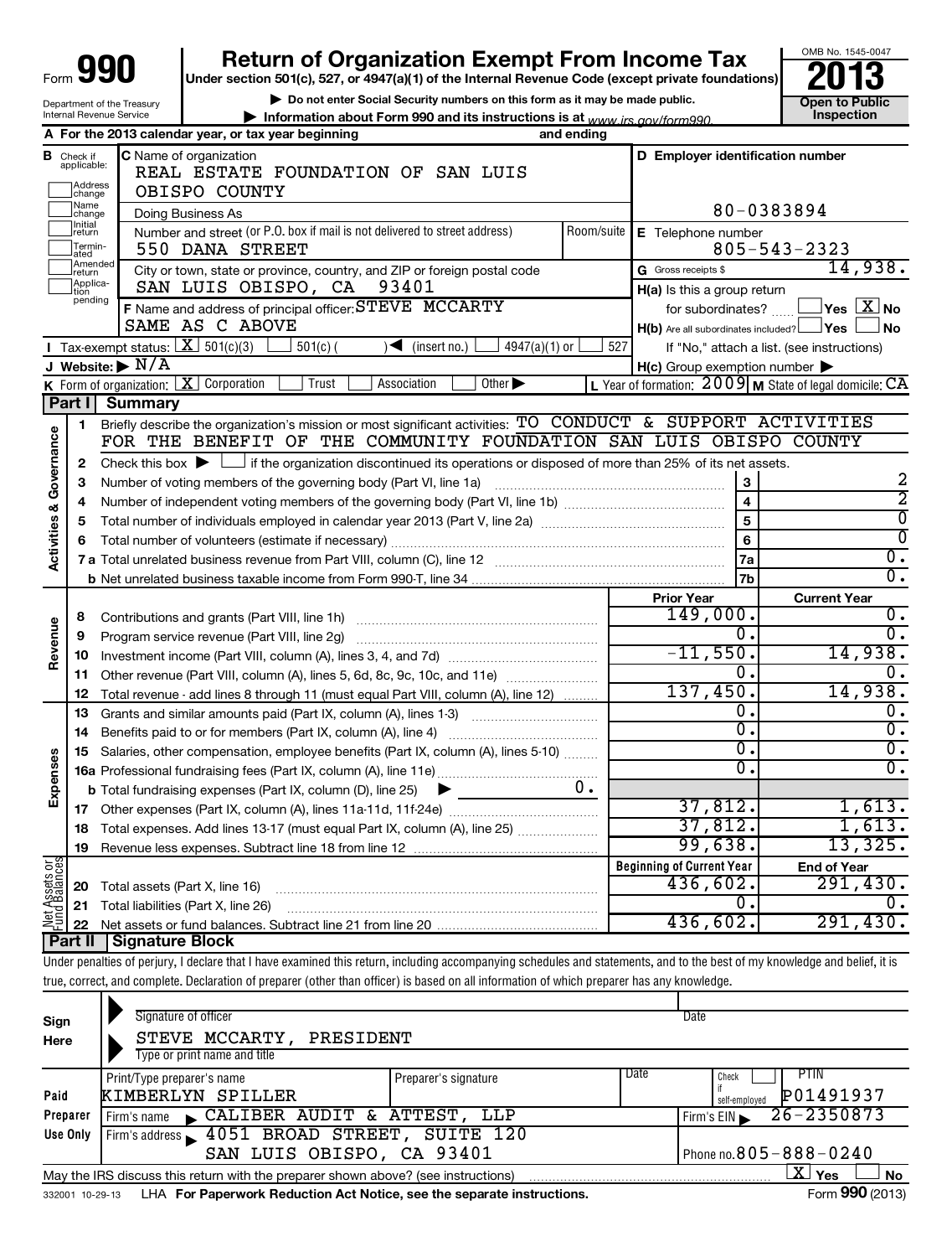Form **990**

# Return of Organization Exempt From Income Tax

**Under section 501(c), 527, or 4947(a)(1) of the Internal Revenue Code (except private foundations)**

▶ Do not enter Social Security numbers on this form as it may be made public.

▶ Information about Form 990 and its instructions is at www.irs.gov/form990.

Department of the Treasury
Internal Revenue Service

OMB No. 1545-0047

**2013**

**Open to Public Inspection**

**A** For the 2013 calendar year, or tax year beginning and ending

**B** Check if applicable: Address change, Name change, Initial return, Terminated, Amended return, Application pending

**C** Name of organization: REAL ESTATE FOUNDATION OF SAN LUIS OBISPO COUNTY

Doing Business As

Number and street (or P.O. box if mail is not delivered to street address): 550 DANA STREET — Room/suite

City or town, state or province, country, and ZIP or foreign postal code: SAN LUIS OBISPO, CA 93401

**D** Employer identification number: 80-0383894

**E** Telephone number: 805-543-2323

**G** Gross receipts $ 14,938.

**F** Name and address of principal officer: STEVE MCCARTY
SAME AS C ABOVE

**H(a)** Is this a group return for subordinates? ☐ Yes ☒ No

**H(b)** Are all subordinates included? ☐ Yes ☐ No
If "No," attach a list. (see instructions)

**H(c)** Group exemption number ▶

**I** Tax-exempt status: ☒ 501(c)(3) ☐ 501(c) ( ) ◀ (insert no.) ☐ 4947(a)(1) or ☐ 527

**J** Website: ▶ N/A

**K** Form of organization: ☒ Corporation ☐ Trust ☐ Association ☐ Other ▶

**L** Year of formation: 2009 **M** State of legal domicile: CA

## Part I Summary

**Activities & Governance**

1. Briefly describe the organization's mission or most significant activities: TO CONDUCT & SUPPORT ACTIVITIES FOR THE BENEFIT OF THE COMMUNITY FOUNDATION SAN LUIS OBISPO COUNTY
2. Check this box ▶ ☐ if the organization discontinued its operations or disposed of more than 25% of its net assets.

| | | | |
|---|---|---|---|
| 3 | Number of voting members of the governing body (Part VI, line 1a) | 3 | 2 |
| 4 | Number of independent voting members of the governing body (Part VI, line 1b) | 4 | 2 |
| 5 | Total number of individuals employed in calendar year 2013 (Part V, line 2a) | 5 | 0 |
| 6 | Total number of volunteers (estimate if necessary) | 6 | 0 |
| 7a | Total unrelated business revenue from Part VIII, column (C), line 12 | 7a | 0. |
| b | Net unrelated business taxable income from Form 990-T, line 34 | 7b | 0. |

| | | | Prior Year | Current Year |
|---|---|---|---|---|
| **Revenue** | 8 | Contributions and grants (Part VIII, line 1h) | 149,000. | 0. |
| | 9 | Program service revenue (Part VIII, line 2g) | 0. | 0. |
| | 10 | Investment income (Part VIII, column (A), lines 3, 4, and 7d) | -11,550. | 14,938. |
| | 11 | Other revenue (Part VIII, column (A), lines 5, 6d, 8c, 9c, 10c, and 11e) | 0. | 0. |
| | 12 | Total revenue - add lines 8 through 11 (must equal Part VIII, column (A), line 12) | 137,450. | 14,938. |
| **Expenses** | 13 | Grants and similar amounts paid (Part IX, column (A), lines 1-3) | 0. | 0. |
| | 14 | Benefits paid to or for members (Part IX, column (A), line 4) | 0. | 0. |
| | 15 | Salaries, other compensation, employee benefits (Part IX, column (A), lines 5-10) | 0. | 0. |
| | 16a | Professional fundraising fees (Part IX, column (A), line 11e) | 0. | 0. |
| | b | Total fundraising expenses (Part IX, column (D), line 25) ▶ 0. | | |
| | 17 | Other expenses (Part IX, column (A), lines 11a-11d, 11f-24e) | 37,812. | 1,613. |
| | 18 | Total expenses. Add lines 13-17 (must equal Part IX, column (A), line 25) | 37,812. | 1,613. |
| | 19 | Revenue less expenses. Subtract line 18 from line 12 | 99,638. | 13,325. |
| | | | **Beginning of Current Year** | **End of Year** |
| **Net Assets or Fund Balances** | 20 | Total assets (Part X, line 16) | 436,602. | 291,430. |
| | 21 | Total liabilities (Part X, line 26) | 0. | 0. |
| | 22 | Net assets or fund balances. Subtract line 21 from line 20 | 436,602. | 291,430. |

## Part II Signature Block

Under penalties of perjury, I declare that I have examined this return, including accompanying schedules and statements, and to the best of my knowledge and belief, it is true, correct, and complete. Declaration of preparer (other than officer) is based on all information of which preparer has any knowledge.

**Sign Here**

Signature of officer — Date

STEVE MCCARTY, PRESIDENT
Type or print name and title

| **Paid Preparer Use Only** | | | | |
|---|---|---|---|---|
| Print/Type preparer's name: KIMBERLYN SPILLER | Preparer's signature | Date | Check ☐ if self-employed | PTIN: P01491937 |
| Firm's name ▶ CALIBER AUDIT & ATTEST, LLP | | | Firm's EIN ▶ 26-2350873 | |
| Firm's address ▶ 4051 BROAD STREET, SUITE 120, SAN LUIS OBISPO, CA 93401 | | | Phone no. 805-888-0240 | |

May the IRS discuss this return with the preparer shown above? (see instructions) ☒ Yes ☐ No

332001 10-29-13 LHA For Paperwork Reduction Act Notice, see the separate instructions. Form **990** (2013)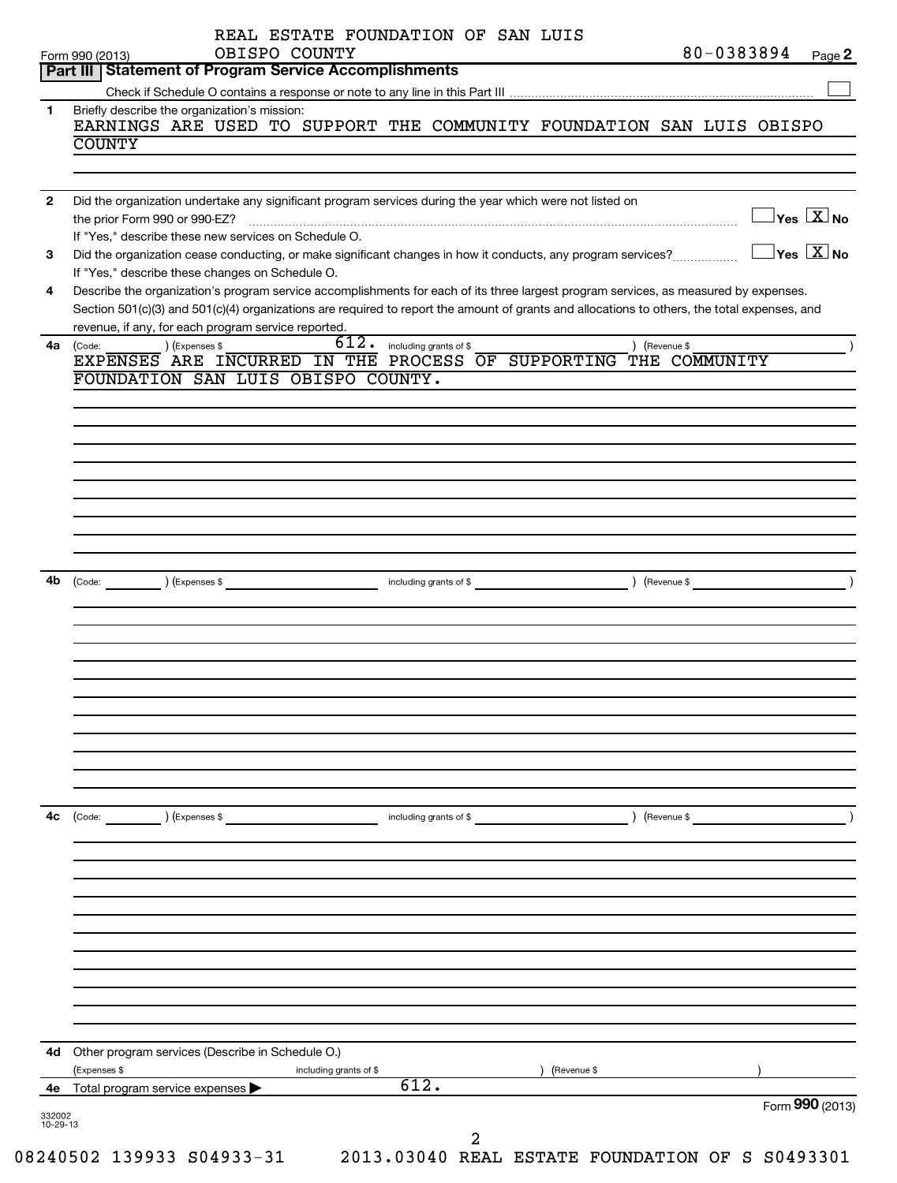REAL ESTATE FOUNDATION OF SAN LUIS OBISPO COUNTY

Form 990 (2013) 80-0383894 Page 2

## Part III Statement of Program Service Accomplishments

Check if Schedule O contains a response or note to any line in this Part III ☐

**1** Briefly describe the organization's mission:

EARNINGS ARE USED TO SUPPORT THE COMMUNITY FOUNDATION SAN LUIS OBISPO COUNTY

**2** Did the organization undertake any significant program services during the year which were not listed on the prior Form 990 or 990-EZ? ☐ Yes ☒ No

If "Yes," describe these new services on Schedule O.

**3** Did the organization cease conducting, or make significant changes in how it conducts, any program services? ☐ Yes ☒ No

If "Yes," describe these changes on Schedule O.

**4** Describe the organization's program service accomplishments for each of its three largest program services, as measured by expenses. Section 501(c)(3) and 501(c)(4) organizations are required to report the amount of grants and allocations to others, the total expenses, and revenue, if any, for each program service reported.

**4a** (Code: ) (Expenses $ 612. including grants of $ ) (Revenue $ )

EXPENSES ARE INCURRED IN THE PROCESS OF SUPPORTING THE COMMUNITY FOUNDATION SAN LUIS OBISPO COUNTY.

**4b** (Code: ) (Expenses $ including grants of $ ) (Revenue $ )

**4c** (Code: ) (Expenses $ including grants of $ ) (Revenue $ )

**4d** Other program services (Describe in Schedule O.)

(Expenses $ including grants of $ ) (Revenue $ )

**4e** Total program service expenses ▶ 612.

Form **990** (2013)

332002 10-29-13

08240502 139933 S04933-31 2013.03040 REAL ESTATE FOUNDATION OF S S0493301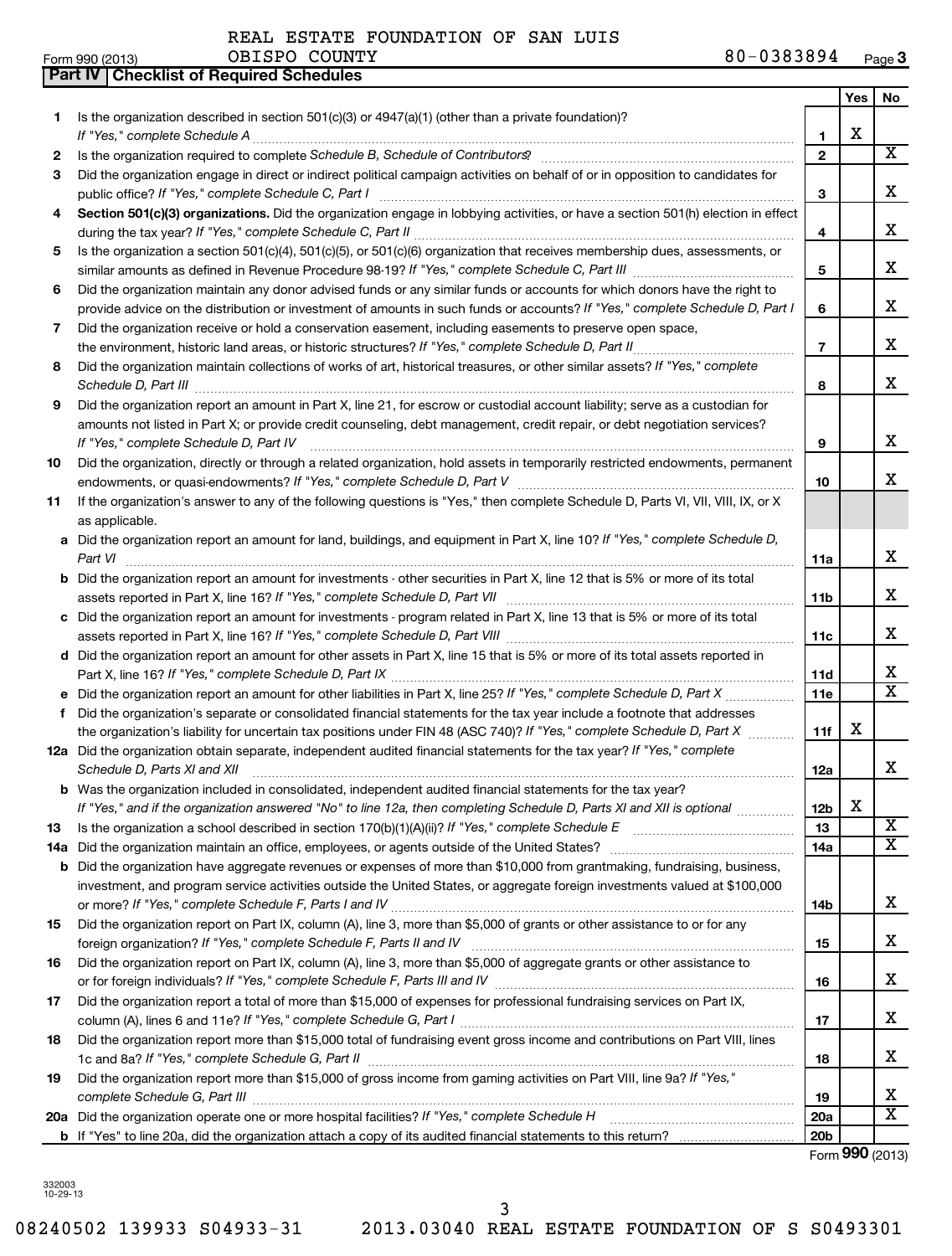REAL ESTATE FOUNDATION OF SAN LUIS OBISPO COUNTY 80-0383894

Form 990 (2013)

## Part IV | Checklist of Required Schedules

| | | | Yes | No |
|---|---|---|---|---|
| 1 | Is the organization described in section 501(c)(3) or 4947(a)(1) (other than a private foundation)? *If "Yes," complete Schedule A* | 1 | X | |
| 2 | Is the organization required to complete *Schedule B, Schedule of Contributors*? | 2 | | X |
| 3 | Did the organization engage in direct or indirect political campaign activities on behalf of or in opposition to candidates for public office? *If "Yes," complete Schedule C, Part I* | 3 | | X |
| 4 | **Section 501(c)(3) organizations.** Did the organization engage in lobbying activities, or have a section 501(h) election in effect during the tax year? *If "Yes," complete Schedule C, Part II* | 4 | | X |
| 5 | Is the organization a section 501(c)(4), 501(c)(5), or 501(c)(6) organization that receives membership dues, assessments, or similar amounts as defined in Revenue Procedure 98-19? *If "Yes," complete Schedule C, Part III* | 5 | | X |
| 6 | Did the organization maintain any donor advised funds or any similar funds or accounts for which donors have the right to provide advice on the distribution or investment of amounts in such funds or accounts? *If "Yes," complete Schedule D, Part I* | 6 | | X |
| 7 | Did the organization receive or hold a conservation easement, including easements to preserve open space, the environment, historic land areas, or historic structures? *If "Yes," complete Schedule D, Part II* | 7 | | X |
| 8 | Did the organization maintain collections of works of art, historical treasures, or other similar assets? *If "Yes," complete Schedule D, Part III* | 8 | | X |
| 9 | Did the organization report an amount in Part X, line 21, for escrow or custodial account liability; serve as a custodian for amounts not listed in Part X; or provide credit counseling, debt management, credit repair, or debt negotiation services? *If "Yes," complete Schedule D, Part IV* | 9 | | X |
| 10 | Did the organization, directly or through a related organization, hold assets in temporarily restricted endowments, permanent endowments, or quasi-endowments? *If "Yes," complete Schedule D, Part V* | 10 | | X |
| 11 | If the organization's answer to any of the following questions is "Yes," then complete Schedule D, Parts VI, VII, VIII, IX, or X as applicable. | | | |
| a | Did the organization report an amount for land, buildings, and equipment in Part X, line 10? *If "Yes," complete Schedule D, Part VI* | 11a | | X |
| b | Did the organization report an amount for investments - other securities in Part X, line 12 that is 5% or more of its total assets reported in Part X, line 16? *If "Yes," complete Schedule D, Part VII* | 11b | | X |
| c | Did the organization report an amount for investments - program related in Part X, line 13 that is 5% or more of its total assets reported in Part X, line 16? *If "Yes," complete Schedule D, Part VIII* | 11c | | X |
| d | Did the organization report an amount for other assets in Part X, line 15 that is 5% or more of its total assets reported in Part X, line 16? *If "Yes," complete Schedule D, Part IX* | 11d | | X |
| e | Did the organization report an amount for other liabilities in Part X, line 25? *If "Yes," complete Schedule D, Part X* | 11e | | X |
| f | Did the organization's separate or consolidated financial statements for the tax year include a footnote that addresses the organization's liability for uncertain tax positions under FIN 48 (ASC 740)? *If "Yes," complete Schedule D, Part X* | 11f | X | |
| 12a | Did the organization obtain separate, independent audited financial statements for the tax year? *If "Yes," complete Schedule D, Parts XI and XII* | 12a | | X |
| b | Was the organization included in consolidated, independent audited financial statements for the tax year? *If "Yes," and if the organization answered "No" to line 12a, then completing Schedule D, Parts XI and XII is optional* | 12b | X | |
| 13 | Is the organization a school described in section 170(b)(1)(A)(ii)? *If "Yes," complete Schedule E* | 13 | | X |
| 14a | Did the organization maintain an office, employees, or agents outside of the United States? | 14a | | X |
| b | Did the organization have aggregate revenues or expenses of more than $10,000 from grantmaking, fundraising, business, investment, and program service activities outside the United States, or aggregate foreign investments valued at $100,000 or more? *If "Yes," complete Schedule F, Parts I and IV* | 14b | | X |
| 15 | Did the organization report on Part IX, column (A), line 3, more than $5,000 of grants or other assistance to or for any foreign organization? *If "Yes," complete Schedule F, Parts II and IV* | 15 | | X |
| 16 | Did the organization report on Part IX, column (A), line 3, more than $5,000 of aggregate grants or other assistance to or for foreign individuals? *If "Yes," complete Schedule F, Parts III and IV* | 16 | | X |
| 17 | Did the organization report a total of more than $15,000 of expenses for professional fundraising services on Part IX, column (A), lines 6 and 11e? *If "Yes," complete Schedule G, Part I* | 17 | | X |
| 18 | Did the organization report more than $15,000 total of fundraising event gross income and contributions on Part VIII, lines 1c and 8a? *If "Yes," complete Schedule G, Part II* | 18 | | X |
| 19 | Did the organization report more than $15,000 of gross income from gaming activities on Part VIII, line 9a? *If "Yes," complete Schedule G, Part III* | 19 | | X |
| 20a | Did the organization operate one or more hospital facilities? *If "Yes," complete Schedule H* | 20a | | X |
| b | If "Yes" to line 20a, did the organization attach a copy of its audited financial statements to this return? | 20b | | |

Form **990** (2013)

332003 10-29-13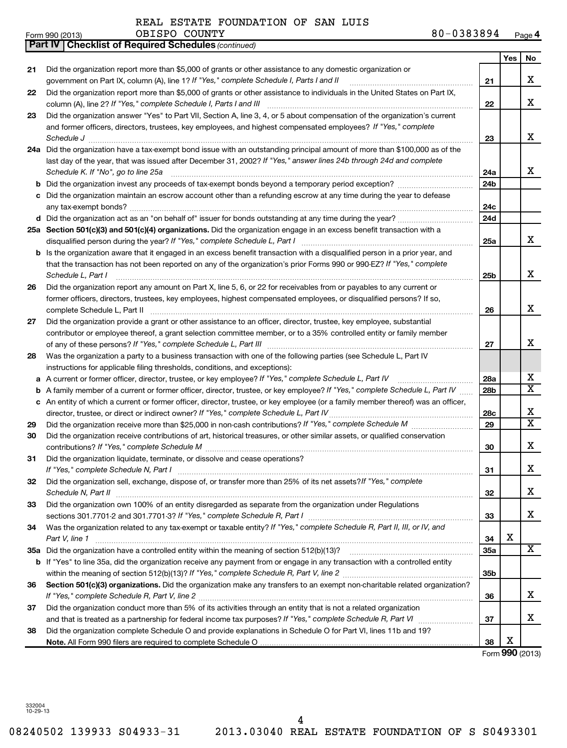REAL ESTATE FOUNDATION OF SAN LUIS OBISPO COUNTY 80-0383894

Form 990 (2013) Page 4

**Part IV Checklist of Required Schedules** *(continued)*

| | | | Yes | No |
|---|---|---|---|---|
| 21 | Did the organization report more than $5,000 of grants or other assistance to any domestic organization or government on Part IX, column (A), line 1? *If "Yes," complete Schedule I, Parts I and II* | 21 | | X |
| 22 | Did the organization report more than $5,000 of grants or other assistance to individuals in the United States on Part IX, column (A), line 2? *If "Yes," complete Schedule I, Parts I and III* | 22 | | X |
| 23 | Did the organization answer "Yes" to Part VII, Section A, line 3, 4, or 5 about compensation of the organization's current and former officers, directors, trustees, key employees, and highest compensated employees? *If "Yes," complete Schedule J* | 23 | | X |
| 24a | Did the organization have a tax-exempt bond issue with an outstanding principal amount of more than $100,000 as of the last day of the year, that was issued after December 31, 2002? *If "Yes," answer lines 24b through 24d and complete Schedule K. If "No", go to line 25a* | 24a | | X |
| b | Did the organization invest any proceeds of tax-exempt bonds beyond a temporary period exception? | 24b | | |
| c | Did the organization maintain an escrow account other than a refunding escrow at any time during the year to defease any tax-exempt bonds? | 24c | | |
| d | Did the organization act as an "on behalf of" issuer for bonds outstanding at any time during the year? | 24d | | |
| 25a | **Section 501(c)(3) and 501(c)(4) organizations.** Did the organization engage in an excess benefit transaction with a disqualified person during the year? *If "Yes," complete Schedule L, Part I* | 25a | | X |
| b | Is the organization aware that it engaged in an excess benefit transaction with a disqualified person in a prior year, and that the transaction has not been reported on any of the organization's prior Forms 990 or 990-EZ? *If "Yes," complete Schedule L, Part I* | 25b | | X |
| 26 | Did the organization report any amount on Part X, line 5, 6, or 22 for receivables from or payables to any current or former officers, directors, trustees, key employees, highest compensated employees, or disqualified persons? If so, complete Schedule L, Part II | 26 | | X |
| 27 | Did the organization provide a grant or other assistance to an officer, director, trustee, key employee, substantial contributor or employee thereof, a grant selection committee member, or to a 35% controlled entity or family member of any of these persons? *If "Yes," complete Schedule L, Part III* | 27 | | X |
| 28 | Was the organization a party to a business transaction with one of the following parties (see Schedule L, Part IV instructions for applicable filing thresholds, conditions, and exceptions): | | | |
| a | A current or former officer, director, trustee, or key employee? *If "Yes," complete Schedule L, Part IV* | 28a | | X |
| b | A family member of a current or former officer, director, trustee, or key employee? *If "Yes," complete Schedule L, Part IV* | 28b | | X |
| c | An entity of which a current or former officer, director, trustee, or key employee (or a family member thereof) was an officer, director, trustee, or direct or indirect owner? *If "Yes," complete Schedule L, Part IV* | 28c | | X |
| 29 | Did the organization receive more than $25,000 in non-cash contributions? *If "Yes," complete Schedule M* | 29 | | X |
| 30 | Did the organization receive contributions of art, historical treasures, or other similar assets, or qualified conservation contributions? *If "Yes," complete Schedule M* | 30 | | X |
| 31 | Did the organization liquidate, terminate, or dissolve and cease operations? *If "Yes," complete Schedule N, Part I* | 31 | | X |
| 32 | Did the organization sell, exchange, dispose of, or transfer more than 25% of its net assets? *If "Yes," complete Schedule N, Part II* | 32 | | X |
| 33 | Did the organization own 100% of an entity disregarded as separate from the organization under Regulations sections 301.7701-2 and 301.7701-3? *If "Yes," complete Schedule R, Part I* | 33 | | X |
| 34 | Was the organization related to any tax-exempt or taxable entity? *If "Yes," complete Schedule R, Part II, III, or IV, and Part V, line 1* | 34 | X | |
| 35a | Did the organization have a controlled entity within the meaning of section 512(b)(13)? | 35a | | X |
| b | If "Yes" to line 35a, did the organization receive any payment from or engage in any transaction with a controlled entity within the meaning of section 512(b)(13)? *If "Yes," complete Schedule R, Part V, line 2* | 35b | | |
| 36 | **Section 501(c)(3) organizations.** Did the organization make any transfers to an exempt non-charitable related organization? *If "Yes," complete Schedule R, Part V, line 2* | 36 | | X |
| 37 | Did the organization conduct more than 5% of its activities through an entity that is not a related organization and that is treated as a partnership for federal income tax purposes? *If "Yes," complete Schedule R, Part VI* | 37 | | X |
| 38 | Did the organization complete Schedule O and provide explanations in Schedule O for Part VI, lines 11b and 19? **Note.** All Form 990 filers are required to complete Schedule O | 38 | X | |

Form **990** (2013)

332004 10-29-13

08240502 139933 S04933-31 2013.03040 REAL ESTATE FOUNDATION OF S S0493301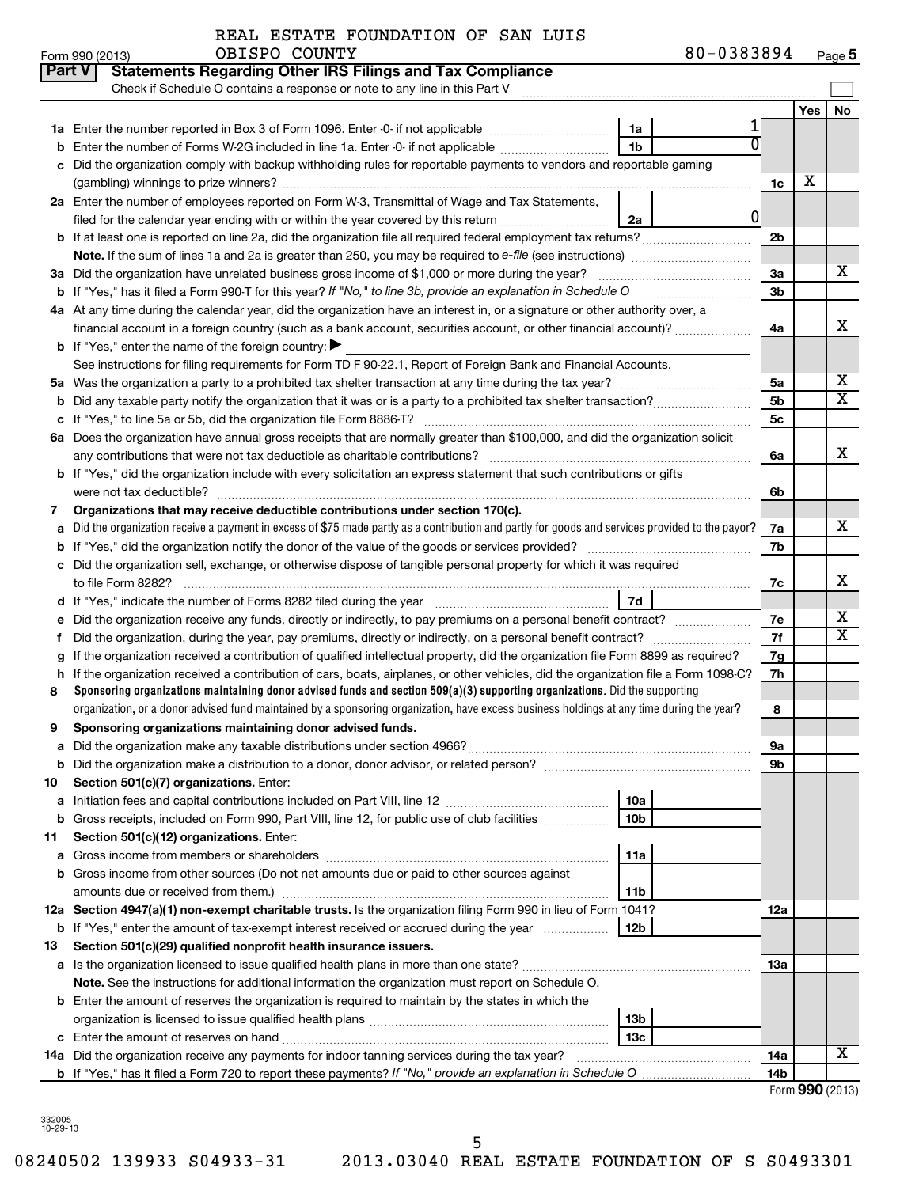REAL ESTATE FOUNDATION OF SAN LUIS OBISPO COUNTY 80-0383894

Form 990 (2013) Page 5

## Part V Statements Regarding Other IRS Filings and Tax Compliance

Check if Schedule O contains a response or note to any line in this Part V

| | | | | | Yes | No |
|---|---|---|---|---|---|---|
| 1a | Enter the number reported in Box 3 of Form 1096. Enter -0- if not applicable | 1a | 1 | | | |
| b | Enter the number of Forms W-2G included in line 1a. Enter -0- if not applicable | 1b | 0 | | | |
| c | Did the organization comply with backup withholding rules for reportable payments to vendors and reportable gaming (gambling) winnings to prize winners? | | | 1c | X | |
| 2a | Enter the number of employees reported on Form W-3, Transmittal of Wage and Tax Statements, filed for the calendar year ending with or within the year covered by this return | 2a | 0 | | | |
| b | If at least one is reported on line 2a, did the organization file all required federal employment tax returns? | | | 2b | | |
| | Note. If the sum of lines 1a and 2a is greater than 250, you may be required to e-file (see instructions) | | | | | |
| 3a | Did the organization have unrelated business gross income of $1,000 or more during the year? | | | 3a | | X |
| b | If "Yes," has it filed a Form 990-T for this year? *If "No," to line 3b, provide an explanation in Schedule O* | | | 3b | | |
| 4a | At any time during the calendar year, did the organization have an interest in, or a signature or other authority over, a financial account in a foreign country (such as a bank account, securities account, or other financial account)? | | | 4a | | X |
| b | If "Yes," enter the name of the foreign country: ▶ | | | | | |
| | See instructions for filing requirements for Form TD F 90-22.1, Report of Foreign Bank and Financial Accounts. | | | | | |
| 5a | Was the organization a party to a prohibited tax shelter transaction at any time during the tax year? | | | 5a | | X |
| b | Did any taxable party notify the organization that it was or is a party to a prohibited tax shelter transaction? | | | 5b | | X |
| c | If "Yes," to line 5a or 5b, did the organization file Form 8886-T? | | | 5c | | |
| 6a | Does the organization have annual gross receipts that are normally greater than $100,000, and did the organization solicit any contributions that were not tax deductible as charitable contributions? | | | 6a | | X |
| b | If "Yes," did the organization include with every solicitation an express statement that such contributions or gifts were not tax deductible? | | | 6b | | |
| 7 | **Organizations that may receive deductible contributions under section 170(c).** | | | | | |
| a | Did the organization receive a payment in excess of $75 made partly as a contribution and partly for goods and services provided to the payor? | | | 7a | | X |
| b | If "Yes," did the organization notify the donor of the value of the goods or services provided? | | | 7b | | |
| c | Did the organization sell, exchange, or otherwise dispose of tangible personal property for which it was required to file Form 8282? | | | 7c | | X |
| d | If "Yes," indicate the number of Forms 8282 filed during the year | 7d | | | | |
| e | Did the organization receive any funds, directly or indirectly, to pay premiums on a personal benefit contract? | | | 7e | | X |
| f | Did the organization, during the year, pay premiums, directly or indirectly, on a personal benefit contract? | | | 7f | | X |
| g | If the organization received a contribution of qualified intellectual property, did the organization file Form 8899 as required? | | | 7g | | |
| h | If the organization received a contribution of cars, boats, airplanes, or other vehicles, did the organization file a Form 1098-C? | | | 7h | | |
| 8 | **Sponsoring organizations maintaining donor advised funds and section 509(a)(3) supporting organizations.** Did the supporting organization, or a donor advised fund maintained by a sponsoring organization, have excess business holdings at any time during the year? | | | 8 | | |
| 9 | **Sponsoring organizations maintaining donor advised funds.** | | | | | |
| a | Did the organization make any taxable distributions under section 4966? | | | 9a | | |
| b | Did the organization make a distribution to a donor, donor advisor, or related person? | | | 9b | | |
| 10 | **Section 501(c)(7) organizations.** Enter: | | | | | |
| a | Initiation fees and capital contributions included on Part VIII, line 12 | 10a | | | | |
| b | Gross receipts, included on Form 990, Part VIII, line 12, for public use of club facilities | 10b | | | | |
| 11 | **Section 501(c)(12) organizations.** Enter: | | | | | |
| a | Gross income from members or shareholders | 11a | | | | |
| b | Gross income from other sources (Do not net amounts due or paid to other sources against amounts due or received from them.) | 11b | | | | |
| 12a | **Section 4947(a)(1) non-exempt charitable trusts.** Is the organization filing Form 990 in lieu of Form 1041? | | | 12a | | |
| b | If "Yes," enter the amount of tax-exempt interest received or accrued during the year | 12b | | | | |
| 13 | **Section 501(c)(29) qualified nonprofit health insurance issuers.** | | | | | |
| a | Is the organization licensed to issue qualified health plans in more than one state? | | | 13a | | |
| | **Note.** See the instructions for additional information the organization must report on Schedule O. | | | | | |
| b | Enter the amount of reserves the organization is required to maintain by the states in which the organization is licensed to issue qualified health plans | 13b | | | | |
| c | Enter the amount of reserves on hand | 13c | | | | |
| 14a | Did the organization receive any payments for indoor tanning services during the tax year? | | | 14a | | X |
| b | If "Yes," has it filed a Form 720 to report these payments? *If "No," provide an explanation in Schedule O* | | | 14b | | |

Form **990** (2013)

332005 10-29-13

08240502 139933 S04933-31 2013.03040 REAL ESTATE FOUNDATION OF S S0493301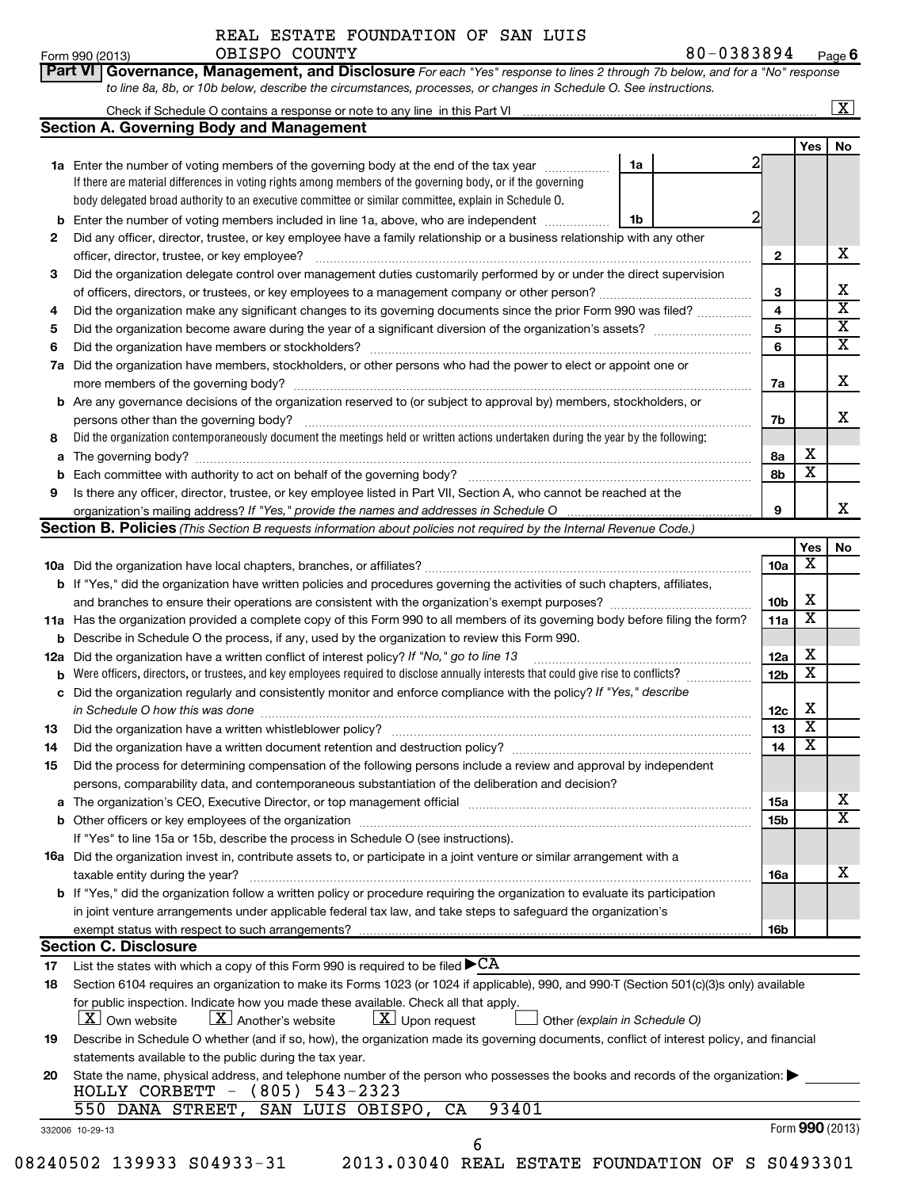REAL ESTATE FOUNDATION OF SAN LUIS OBISPO COUNTY

Form 990 (2013) 80-0383894 Page 6

**Part VI | Governance, Management, and Disclosure** *For each "Yes" response to lines 2 through 7b below, and for a "No" response to line 8a, 8b, or 10b below, describe the circumstances, processes, or changes in Schedule O. See instructions.*

Check if Schedule O contains a response or note to any line in this Part VI [X]

## Section A. Governing Body and Management

| | | | | Yes | No |
|---|---|---|---|---|---|
| 1a | Enter the number of voting members of the governing body at the end of the tax year. If there are material differences in voting rights among members of the governing body, or if the governing body delegated broad authority to an executive committee or similar committee, explain in Schedule O. | 1a | 2 | | |
| b | Enter the number of voting members included in line 1a, above, who are independent | 1b | 2 | | |
| 2 | Did any officer, director, trustee, or key employee have a family relationship or a business relationship with any other officer, director, trustee, or key employee? | | 2 | | X |
| 3 | Did the organization delegate control over management duties customarily performed by or under the direct supervision of officers, directors, or trustees, or key employees to a management company or other person? | | 3 | | X |
| 4 | Did the organization make any significant changes to its governing documents since the prior Form 990 was filed? | | 4 | | X |
| 5 | Did the organization become aware during the year of a significant diversion of the organization's assets? | | 5 | | X |
| 6 | Did the organization have members or stockholders? | | 6 | | X |
| 7a | Did the organization have members, stockholders, or other persons who had the power to elect or appoint one or more members of the governing body? | | 7a | | X |
| b | Are any governance decisions of the organization reserved to (or subject to approval by) members, stockholders, or persons other than the governing body? | | 7b | | X |
| 8 | Did the organization contemporaneously document the meetings held or written actions undertaken during the year by the following: | | | | |
| a | The governing body? | | 8a | X | |
| b | Each committee with authority to act on behalf of the governing body? | | 8b | X | |
| 9 | Is there any officer, director, trustee, or key employee listed in Part VII, Section A, who cannot be reached at the organization's mailing address? *If "Yes," provide the names and addresses in Schedule O* | | 9 | | X |

## Section B. Policies *(This Section B requests information about policies not required by the Internal Revenue Code.)*

| | | | Yes | No |
|---|---|---|---|---|
| 10a | Did the organization have local chapters, branches, or affiliates? | 10a | X | |
| b | If "Yes," did the organization have written policies and procedures governing the activities of such chapters, affiliates, and branches to ensure their operations are consistent with the organization's exempt purposes? | 10b | X | |
| 11a | Has the organization provided a complete copy of this Form 990 to all members of its governing body before filing the form? | 11a | X | |
| b | Describe in Schedule O the process, if any, used by the organization to review this Form 990. | | | |
| 12a | Did the organization have a written conflict of interest policy? *If "No," go to line 13* | 12a | X | |
| b | Were officers, directors, or trustees, and key employees required to disclose annually interests that could give rise to conflicts? | 12b | X | |
| c | Did the organization regularly and consistently monitor and enforce compliance with the policy? *If "Yes," describe in Schedule O how this was done* | 12c | X | |
| 13 | Did the organization have a written whistleblower policy? | 13 | X | |
| 14 | Did the organization have a written document retention and destruction policy? | 14 | X | |
| 15 | Did the process for determining compensation of the following persons include a review and approval by independent persons, comparability data, and contemporaneous substantiation of the deliberation and decision? | | | |
| a | The organization's CEO, Executive Director, or top management official | 15a | | X |
| b | Other officers or key employees of the organization | 15b | | X |
| | If "Yes" to line 15a or 15b, describe the process in Schedule O (see instructions). | | | |
| 16a | Did the organization invest in, contribute assets to, or participate in a joint venture or similar arrangement with a taxable entity during the year? | 16a | | X |
| b | If "Yes," did the organization follow a written policy or procedure requiring the organization to evaluate its participation in joint venture arrangements under applicable federal tax law, and take steps to safeguard the organization's exempt status with respect to such arrangements? | 16b | | |

## Section C. Disclosure

17 List the states with which a copy of this Form 990 is required to be filed ▶ CA

18 Section 6104 requires an organization to make its Forms 1023 (or 1024 if applicable), 990, and 990-T (Section 501(c)(3)s only) available for public inspection. Indicate how you made these available. Check all that apply.

[X] Own website [X] Another's website [X] Upon request [ ] Other *(explain in Schedule O)*

19 Describe in Schedule O whether (and if so, how), the organization made its governing documents, conflict of interest policy, and financial statements available to the public during the tax year.

20 State the name, physical address, and telephone number of the person who possesses the books and records of the organization: ▶

HOLLY CORBETT - (805) 543-2323
550 DANA STREET, SAN LUIS OBISPO, CA 93401

332006 10-29-13 Form 990 (2013)

08240502 139933 S04933-31 2013.03040 REAL ESTATE FOUNDATION OF S S0493301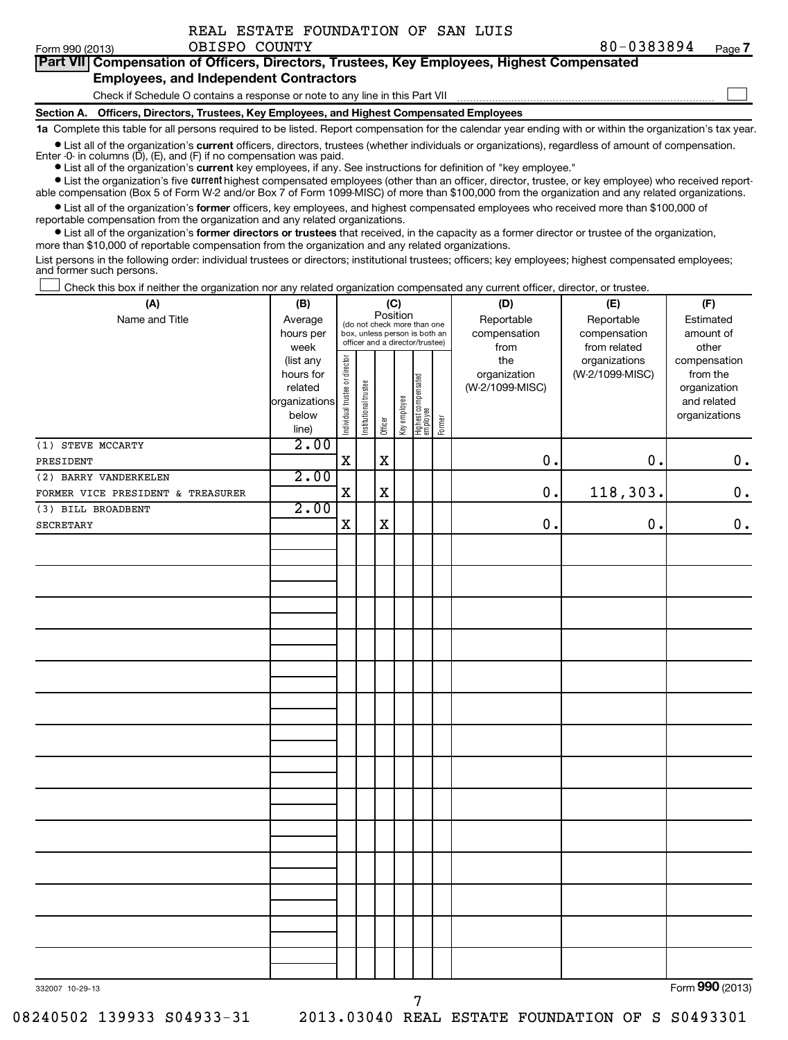REAL ESTATE FOUNDATION OF SAN LUIS OBISPO COUNTY

Form 990 (2013) 80-0383894 Page 7

**Part VII Compensation of Officers, Directors, Trustees, Key Employees, Highest Compensated Employees, and Independent Contractors**

Check if Schedule O contains a response or note to any line in this Part VII ☐

**Section A. Officers, Directors, Trustees, Key Employees, and Highest Compensated Employees**

**1a** Complete this table for all persons required to be listed. Report compensation for the calendar year ending with or within the organization's tax year.

- List all of the organization's **current** officers, directors, trustees (whether individuals or organizations), regardless of amount of compensation. Enter -0- in columns (D), (E), and (F) if no compensation was paid.
- List all of the organization's **current** key employees, if any. See instructions for definition of "key employee."
- List the organization's five **current** highest compensated employees (other than an officer, director, trustee, or key employee) who received reportable compensation (Box 5 of Form W-2 and/or Box 7 of Form 1099-MISC) of more than $100,000 from the organization and any related organizations.
- List all of the organization's **former** officers, key employees, and highest compensated employees who received more than $100,000 of reportable compensation from the organization and any related organizations.
- List all of the organization's **former directors or trustees** that received, in the capacity as a former director or trustee of the organization, more than $10,000 of reportable compensation from the organization and any related organizations.

List persons in the following order: individual trustees or directors; institutional trustees; officers; key employees; highest compensated employees; and former such persons.

☐ Check this box if neither the organization nor any related organization compensated any current officer, director, or trustee.

| (A) Name and Title | (B) Average hours per week (list any hours for related organizations below line) | (C) Position: Individual trustee or director | Institutional trustee | Officer | Key employee | Highest compensated employee | Former | (D) Reportable compensation from the organization (W-2/1099-MISC) | (E) Reportable compensation from related organizations (W-2/1099-MISC) | (F) Estimated amount of other compensation from the organization and related organizations |
|---|---|---|---|---|---|---|---|---|---|---|
| (1) STEVE MCCARTY<br>PRESIDENT | 2.00 | X | | X | | | | 0. | 0. | 0. |
| (2) BARRY VANDERKELEN<br>FORMER VICE PRESIDENT & TREASURER | 2.00 | X | | X | | | | 0. | 118,303. | 0. |
| (3) BILL BROADBENT<br>SECRETARY | 2.00 | X | | X | | | | 0. | 0. | 0. |

332007 10-29-13 Form **990** (2013)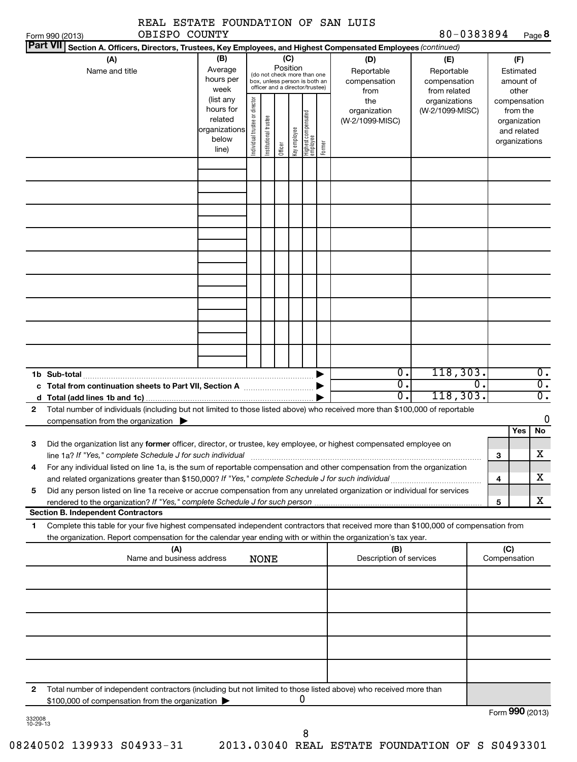REAL ESTATE FOUNDATION OF SAN LUIS OBISPO COUNTY

Form 990 (2013) 80-0383894 Page 8

**Part VII Section A. Officers, Directors, Trustees, Key Employees, and Highest Compensated Employees** *(continued)*

| (A) Name and title | (B) Average hours per week (list any hours for related organizations below line) | (C) Position (do not check more than one box, unless person is both an officer and a director/trustee): Individual trustee or director | Institutional trustee | Officer | Key employee | Highest compensated employee | Former | (D) Reportable compensation from the organization (W-2/1099-MISC) | (E) Reportable compensation from related organizations (W-2/1099-MISC) | (F) Estimated amount of other compensation from the organization and related organizations |
|---|---|---|---|---|---|---|---|---|---|---|
| | | | | | | | | | | |
| | | | | | | | | | | |
| | | | | | | | | | | |
| | | | | | | | | | | |
| | | | | | | | | | | |
| | | | | | | | | | | |
| | | | | | | | | | | |
| | | | | | | | | | | |
| | | | | | | | | | | |
| **1b Sub-total** | | | | | | | ▶ | 0. | 118,303. | 0. |
| **c Total from continuation sheets to Part VII, Section A** | | | | | | | ▶ | 0. | 0. | 0. |
| **d Total (add lines 1b and 1c)** | | | | | | | ▶ | 0. | 118,303. | 0. |

**2** Total number of individuals (including but not limited to those listed above) who received more than $100,000 of reportable compensation from the organization ▶ 0

| | | | Yes | No |
|---|---|---|---|---|
| **3** | Did the organization list any **former** officer, director, or trustee, key employee, or highest compensated employee on line 1a? *If "Yes," complete Schedule J for such individual* | 3 | | X |
| **4** | For any individual listed on line 1a, is the sum of reportable compensation and other compensation from the organization and related organizations greater than $150,000? *If "Yes," complete Schedule J for such individual* | 4 | | X |
| **5** | Did any person listed on line 1a receive or accrue compensation from any unrelated organization or individual for services rendered to the organization? *If "Yes," complete Schedule J for such person* | 5 | | X |

**Section B. Independent Contractors**

**1** Complete this table for your five highest compensated independent contractors that received more than $100,000 of compensation from the organization. Report compensation for the calendar year ending with or within the organization's tax year.

| (A) Name and business address | (B) Description of services | (C) Compensation |
|---|---|---|
| NONE | | |
| | | |
| | | |
| | | |
| | | |

**2** Total number of independent contractors (including but not limited to those listed above) who received more than $100,000 of compensation from the organization ▶ 0

Form **990** (2013)

332008 10-29-13

08240502 139933 S04933-31 2013.03040 REAL ESTATE FOUNDATION OF S S0493301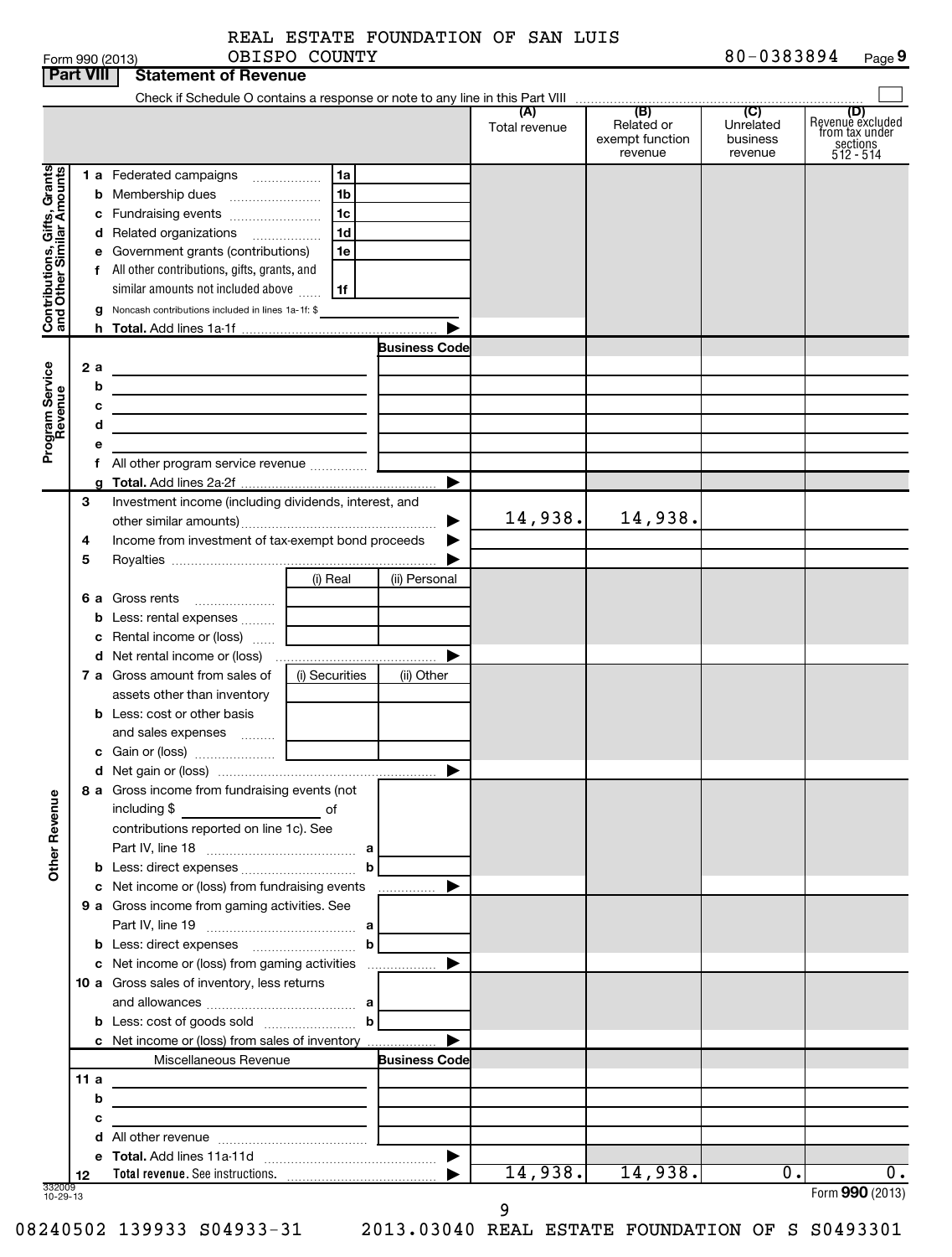REAL ESTATE FOUNDATION OF SAN LUIS OBISPO COUNTY

Form 990 (2013) | 80-0383894 | Page 9

## Part VIII Statement of Revenue

Check if Schedule O contains a response or note to any line in this Part VIII

| | | | (A) Total revenue | (B) Related or exempt function revenue | (C) Unrelated business revenue | (D) Revenue excluded from tax under sections 512 - 514 |
|---|---|---|---|---|---|---|
| **Contributions, Gifts, Grants and Other Similar Amounts** | 1 a Federated campaigns | 1a | | | | |
| | b Membership dues | 1b | | | | |
| | c Fundraising events | 1c | | | | |
| | d Related organizations | 1d | | | | |
| | e Government grants (contributions) | 1e | | | | |
| | f All other contributions, gifts, grants, and similar amounts not included above | 1f | | | | |
| | g Noncash contributions included in lines 1a-1f: $ | | | | | |
| | h **Total.** Add lines 1a-1f | | | | | |
| **Program Service Revenue** | | **Business Code** | | | | |
| | 2 a | | | | | |
| | b | | | | | |
| | c | | | | | |
| | d | | | | | |
| | e | | | | | |
| | f All other program service revenue | | | | | |
| | g **Total.** Add lines 2a-2f | | | | | |
| **Other Revenue** | 3 Investment income (including dividends, interest, and other similar amounts) | | 14,938. | 14,938. | | |
| | 4 Income from investment of tax-exempt bond proceeds | | | | | |
| | 5 Royalties | | | | | |
| | | (i) Real / (ii) Personal | | | | |
| | 6 a Gross rents | | | | | |
| | b Less: rental expenses | | | | | |
| | c Rental income or (loss) | | | | | |
| | d Net rental income or (loss) | | | | | |
| | 7 a Gross amount from sales of assets other than inventory | (i) Securities / (ii) Other | | | | |
| | b Less: cost or other basis and sales expenses | | | | | |
| | c Gain or (loss) | | | | | |
| | d Net gain or (loss) | | | | | |
| | 8 a Gross income from fundraising events (not including $ ____ of contributions reported on line 1c). See Part IV, line 18 | a | | | | |
| | b Less: direct expenses | b | | | | |
| | c Net income or (loss) from fundraising events | | | | | |
| | 9 a Gross income from gaming activities. See Part IV, line 19 | a | | | | |
| | b Less: direct expenses | b | | | | |
| | c Net income or (loss) from gaming activities | | | | | |
| | 10 a Gross sales of inventory, less returns and allowances | a | | | | |
| | b Less: cost of goods sold | b | | | | |
| | c Net income or (loss) from sales of inventory | | | | | |
| | Miscellaneous Revenue | **Business Code** | | | | |
| | 11 a | | | | | |
| | b | | | | | |
| | c | | | | | |
| | d All other revenue | | | | | |
| | e **Total.** Add lines 11a-11d | | | | | |
| | 12 **Total revenue.** See instructions. | | 14,938. | 14,938. | 0. | 0. |

332009 10-29-13

Form **990** (2013)

08240502 139933 S04933-31 2013.03040 REAL ESTATE FOUNDATION OF S S0493301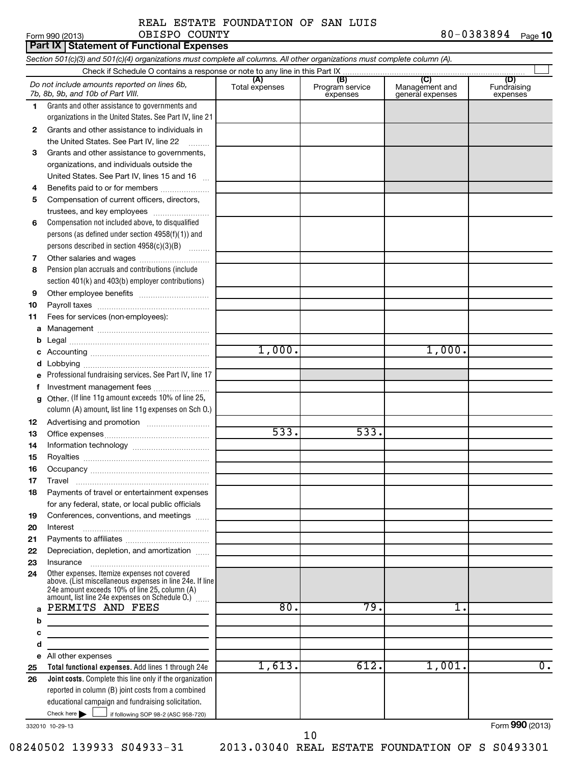REAL ESTATE FOUNDATION OF SAN LUIS OBISPO COUNTY 80-0383894

Form 990 (2013)

## Part IX Statement of Functional Expenses

*Section 501(c)(3) and 501(c)(4) organizations must complete all columns. All other organizations must complete column (A).*

Check if Schedule O contains a response or note to any line in this Part IX

| *Do not include amounts reported on lines 6b, 7b, 8b, 9b, and 10b of Part VIII.* | (A) Total expenses | (B) Program service expenses | (C) Management and general expenses | (D) Fundraising expenses |
|---|---|---|---|---|
| 1 Grants and other assistance to governments and organizations in the United States. See Part IV, line 21 | | | | |
| 2 Grants and other assistance to individuals in the United States. See Part IV, line 22 | | | | |
| 3 Grants and other assistance to governments, organizations, and individuals outside the United States. See Part IV, lines 15 and 16 | | | | |
| 4 Benefits paid to or for members | | | | |
| 5 Compensation of current officers, directors, trustees, and key employees | | | | |
| 6 Compensation not included above, to disqualified persons (as defined under section 4958(f)(1)) and persons described in section 4958(c)(3)(B) | | | | |
| 7 Other salaries and wages | | | | |
| 8 Pension plan accruals and contributions (include section 401(k) and 403(b) employer contributions) | | | | |
| 9 Other employee benefits | | | | |
| 10 Payroll taxes | | | | |
| 11 Fees for services (non-employees): | | | | |
| a Management | | | | |
| b Legal | | | | |
| c Accounting | 1,000. | | 1,000. | |
| d Lobbying | | | | |
| e Professional fundraising services. See Part IV, line 17 | | | | |
| f Investment management fees | | | | |
| g Other. (If line 11g amount exceeds 10% of line 25, column (A) amount, list line 11g expenses on Sch O.) | | | | |
| 12 Advertising and promotion | | | | |
| 13 Office expenses | 533. | 533. | | |
| 14 Information technology | | | | |
| 15 Royalties | | | | |
| 16 Occupancy | | | | |
| 17 Travel | | | | |
| 18 Payments of travel or entertainment expenses for any federal, state, or local public officials | | | | |
| 19 Conferences, conventions, and meetings | | | | |
| 20 Interest | | | | |
| 21 Payments to affiliates | | | | |
| 22 Depreciation, depletion, and amortization | | | | |
| 23 Insurance | | | | |
| 24 Other expenses. Itemize expenses not covered above. (List miscellaneous expenses in line 24e. If line 24e amount exceeds 10% of line 25, column (A) amount, list line 24e expenses on Schedule O.) | | | | |
| a PERMITS AND FEES | 80. | 79. | 1. | |
| b | | | | |
| c | | | | |
| d | | | | |
| e All other expenses | | | | |
| 25 **Total functional expenses.** Add lines 1 through 24e | 1,613. | 612. | 1,001. | 0. |
| 26 **Joint costs.** Complete this line only if the organization reported in column (B) joint costs from a combined educational campaign and fundraising solicitation. Check here ☐ if following SOP 98-2 (ASC 958-720) | | | | |

332010 10-29-13

Form **990** (2013)

08240502 139933 S04933-31 2013.03040 REAL ESTATE FOUNDATION OF S S0493301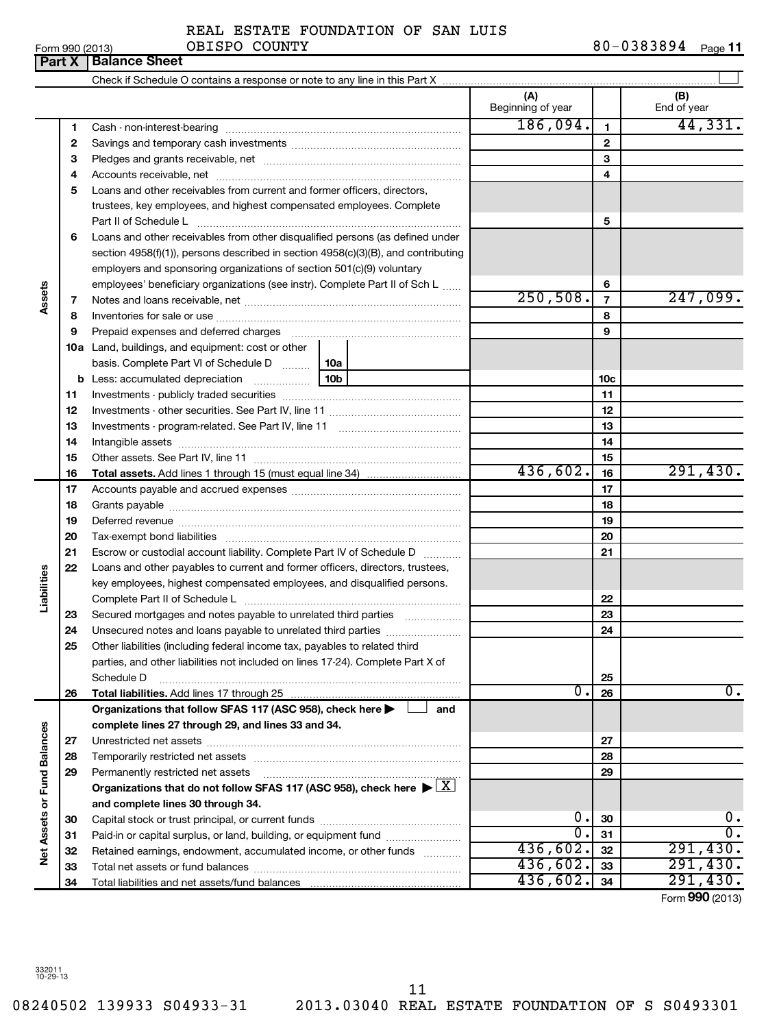REAL ESTATE FOUNDATION OF SAN LUIS OBISPO COUNTY

Form 990 (2013) 80-0383894 Page 11

## Part X | Balance Sheet

Check if Schedule O contains a response or note to any line in this Part X ☐

| | | | (A) Beginning of year | | (B) End of year |
|---|---|---|---|---|---|
| **Assets** | 1 | Cash - non-interest-bearing | 186,094. | 1 | 44,331. |
| | 2 | Savings and temporary cash investments | | 2 | |
| | 3 | Pledges and grants receivable, net | | 3 | |
| | 4 | Accounts receivable, net | | 4 | |
| | 5 | Loans and other receivables from current and former officers, directors, trustees, key employees, and highest compensated employees. Complete Part II of Schedule L | | 5 | |
| | 6 | Loans and other receivables from other disqualified persons (as defined under section 4958(f)(1)), persons described in section 4958(c)(3)(B), and contributing employers and sponsoring organizations of section 501(c)(9) voluntary employees' beneficiary organizations (see instr). Complete Part II of Sch L | | 6 | |
| | 7 | Notes and loans receivable, net | 250,508. | 7 | 247,099. |
| | 8 | Inventories for sale or use | | 8 | |
| | 9 | Prepaid expenses and deferred charges | | 9 | |
| | 10a | Land, buildings, and equipment: cost or other basis. Complete Part VI of Schedule D — 10a | | | |
| | b | Less: accumulated depreciation — 10b | | 10c | |
| | 11 | Investments - publicly traded securities | | 11 | |
| | 12 | Investments - other securities. See Part IV, line 11 | | 12 | |
| | 13 | Investments - program-related. See Part IV, line 11 | | 13 | |
| | 14 | Intangible assets | | 14 | |
| | 15 | Other assets. See Part IV, line 11 | | 15 | |
| | 16 | **Total assets.** Add lines 1 through 15 (must equal line 34) | 436,602. | 16 | 291,430. |
| **Liabilities** | 17 | Accounts payable and accrued expenses | | 17 | |
| | 18 | Grants payable | | 18 | |
| | 19 | Deferred revenue | | 19 | |
| | 20 | Tax-exempt bond liabilities | | 20 | |
| | 21 | Escrow or custodial account liability. Complete Part IV of Schedule D | | 21 | |
| | 22 | Loans and other payables to current and former officers, directors, trustees, key employees, highest compensated employees, and disqualified persons. Complete Part II of Schedule L | | 22 | |
| | 23 | Secured mortgages and notes payable to unrelated third parties | | 23 | |
| | 24 | Unsecured notes and loans payable to unrelated third parties | | 24 | |
| | 25 | Other liabilities (including federal income tax, payables to related third parties, and other liabilities not included on lines 17-24). Complete Part X of Schedule D | | 25 | |
| | 26 | **Total liabilities.** Add lines 17 through 25 | 0. | 26 | 0. |
| **Net Assets or Fund Balances** | | **Organizations that follow SFAS 117 (ASC 958), check here ▶ ☐ and complete lines 27 through 29, and lines 33 and 34.** | | | |
| | 27 | Unrestricted net assets | | 27 | |
| | 28 | Temporarily restricted net assets | | 28 | |
| | 29 | Permanently restricted net assets | | 29 | |
| | | **Organizations that do not follow SFAS 117 (ASC 958), check here ▶ ☒ and complete lines 30 through 34.** | | | |
| | 30 | Capital stock or trust principal, or current funds | 0. | 30 | 0. |
| | 31 | Paid-in or capital surplus, or land, building, or equipment fund | 0. | 31 | 0. |
| | 32 | Retained earnings, endowment, accumulated income, or other funds | 436,602. | 32 | 291,430. |
| | 33 | Total net assets or fund balances | 436,602. | 33 | 291,430. |
| | 34 | Total liabilities and net assets/fund balances | 436,602. | 34 | 291,430. |

Form **990** (2013)

332011 10-29-13

08240502 139933 S04933-31 2013.03040 REAL ESTATE FOUNDATION OF S S0493301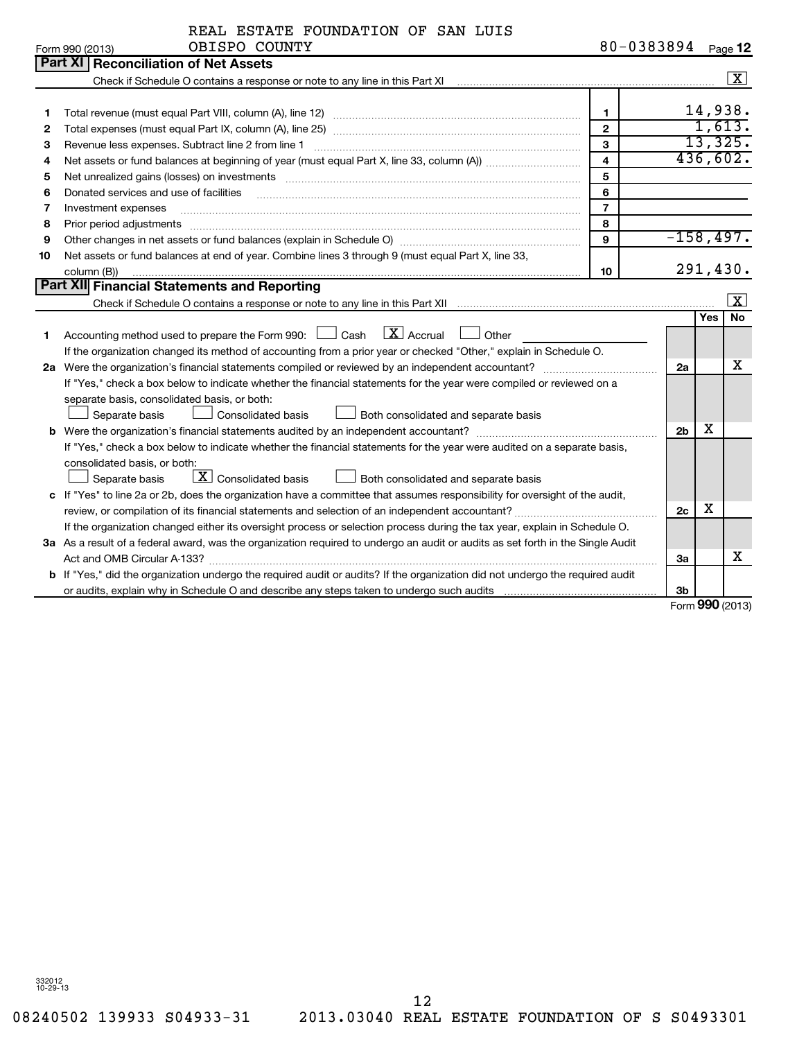REAL ESTATE FOUNDATION OF SAN LUIS OBISPO COUNTY 80-0383894

Form 990 (2013) Page 12

## Part XI Reconciliation of Net Assets

Check if Schedule O contains a response or note to any line in this Part XI [X]

| | | | |
|---|---|---|---|
| 1 | Total revenue (must equal Part VIII, column (A), line 12) | 1 | 14,938. |
| 2 | Total expenses (must equal Part IX, column (A), line 25) | 2 | 1,613. |
| 3 | Revenue less expenses. Subtract line 2 from line 1 | 3 | 13,325. |
| 4 | Net assets or fund balances at beginning of year (must equal Part X, line 33, column (A)) | 4 | 436,602. |
| 5 | Net unrealized gains (losses) on investments | 5 | |
| 6 | Donated services and use of facilities | 6 | |
| 7 | Investment expenses | 7 | |
| 8 | Prior period adjustments | 8 | |
| 9 | Other changes in net assets or fund balances (explain in Schedule O) | 9 | -158,497. |
| 10 | Net assets or fund balances at end of year. Combine lines 3 through 9 (must equal Part X, line 33, column (B)) | 10 | 291,430. |

## Part XII Financial Statements and Reporting

Check if Schedule O contains a response or note to any line in this Part XII [X]

| | | | Yes | No |
|---|---|---|---|---|
| 1 | Accounting method used to prepare the Form 990: [ ] Cash [X] Accrual [ ] Other<br>If the organization changed its method of accounting from a prior year or checked "Other," explain in Schedule O. | | | |
| 2a | Were the organization's financial statements compiled or reviewed by an independent accountant?<br>If "Yes," check a box below to indicate whether the financial statements for the year were compiled or reviewed on a separate basis, consolidated basis, or both:<br>[ ] Separate basis [ ] Consolidated basis [ ] Both consolidated and separate basis | 2a | | X |
| b | Were the organization's financial statements audited by an independent accountant?<br>If "Yes," check a box below to indicate whether the financial statements for the year were audited on a separate basis, consolidated basis, or both:<br>[ ] Separate basis [X] Consolidated basis [ ] Both consolidated and separate basis | 2b | X | |
| c | If "Yes" to line 2a or 2b, does the organization have a committee that assumes responsibility for oversight of the audit, review, or compilation of its financial statements and selection of an independent accountant?<br>If the organization changed either its oversight process or selection process during the tax year, explain in Schedule O. | 2c | X | |
| 3a | As a result of a federal award, was the organization required to undergo an audit or audits as set forth in the Single Audit Act and OMB Circular A-133? | 3a | | X |
| b | If "Yes," did the organization undergo the required audit or audits? If the organization did not undergo the required audit or audits, explain in Schedule O and describe any steps taken to undergo such audits | 3b | | |

Form 990 (2013)

332012 10-29-13

08240502 139933 S04933-31 2013.03040 REAL ESTATE FOUNDATION OF S S0493301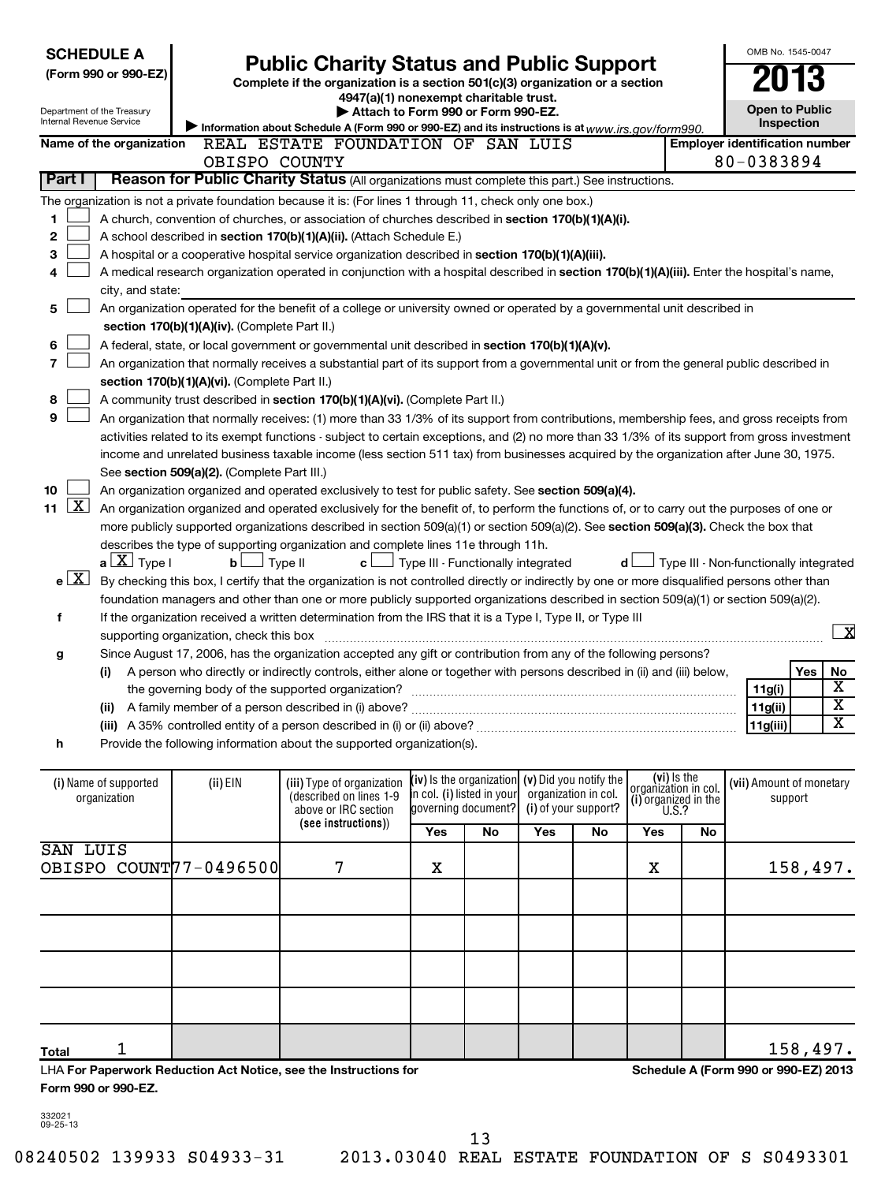**SCHEDULE A**
**(Form 990 or 990-EZ)**

Department of the Treasury
Internal Revenue Service

# Public Charity Status and Public Support

**Complete if the organization is a section 501(c)(3) organization or a section 4947(a)(1) nonexempt charitable trust.**
**▶ Attach to Form 990 or Form 990-EZ.**
▶ Information about Schedule A (Form 990 or 990-EZ) and its instructions is at www.irs.gov/form990.

OMB No. 1545-0047
**2013**
**Open to Public Inspection**

**Name of the organization:** REAL ESTATE FOUNDATION OF SAN LUIS OBISPO COUNTY
**Employer identification number:** 80-0383894

## Part I — Reason for Public Charity Status (All organizations must complete this part.) See instructions.

The organization is not a private foundation because it is: (For lines 1 through 11, check only one box.)

1. ☐ A church, convention of churches, or association of churches described in **section 170(b)(1)(A)(i).**
2. ☐ A school described in **section 170(b)(1)(A)(ii).** (Attach Schedule E.)
3. ☐ A hospital or a cooperative hospital service organization described in **section 170(b)(1)(A)(iii).**
4. ☐ A medical research organization operated in conjunction with a hospital described in **section 170(b)(1)(A)(iii).** Enter the hospital's name, city, and state:
5. ☐ An organization operated for the benefit of a college or university owned or operated by a governmental unit described in **section 170(b)(1)(A)(iv).** (Complete Part II.)
6. ☐ A federal, state, or local government or governmental unit described in **section 170(b)(1)(A)(v).**
7. ☐ An organization that normally receives a substantial part of its support from a governmental unit or from the general public described in **section 170(b)(1)(A)(vi).** (Complete Part II.)
8. ☐ A community trust described in **section 170(b)(1)(A)(vi).** (Complete Part II.)
9. ☐ An organization that normally receives: (1) more than 33 1/3% of its support from contributions, membership fees, and gross receipts from activities related to its exempt functions - subject to certain exceptions, and (2) no more than 33 1/3% of its support from gross investment income and unrelated business taxable income (less section 511 tax) from businesses acquired by the organization after June 30, 1975. See **section 509(a)(2).** (Complete Part III.)
10. ☐ An organization organized and operated exclusively to test for public safety. See **section 509(a)(4).**
11. ☒ An organization organized and operated exclusively for the benefit of, to perform the functions of, or to carry out the purposes of one or more publicly supported organizations described in section 509(a)(1) or section 509(a)(2). See **section 509(a)(3).** Check the box that describes the type of supporting organization and complete lines 11e through 11h.

   **a** ☒ Type I  **b** ☐ Type II  **c** ☐ Type III - Functionally integrated  **d** ☐ Type III - Non-functionally integrated

   **e** ☒ By checking this box, I certify that the organization is not controlled directly or indirectly by one or more disqualified persons other than foundation managers and other than one or more publicly supported organizations described in section 509(a)(1) or section 509(a)(2).

   **f** If the organization received a written determination from the IRS that it is a Type I, Type II, or Type III supporting organization, check this box ☒

   **g** Since August 17, 2006, has the organization accepted any gift or contribution from any of the following persons?

| | | Yes | No |
|---|---|---|---|
| (i) A person who directly or indirectly controls, either alone or together with persons described in (ii) and (iii) below, the governing body of the supported organization? | 11g(i) | | X |
| (ii) A family member of a person described in (i) above? | 11g(ii) | | X |
| (iii) A 35% controlled entity of a person described in (i) or (ii) above? | 11g(iii) | | X |

   **h** Provide the following information about the supported organization(s).

| (i) Name of supported organization | (ii) EIN | (iii) Type of organization (described on lines 1-9 above or IRC section (see instructions)) | (iv) Is the organization in col. (i) listed in your governing document? Yes | No | (v) Did you notify the organization in col. (i) of your support? Yes | No | (vi) Is the organization in col. (i) organized in the U.S.? Yes | No | (vii) Amount of monetary support |
|---|---|---|---|---|---|---|---|---|---|
| SAN LUIS OBISPO COUNT | 77-0496500 | 7 | X | | | | X | | 158,497. |
| | | | | | | | | | |
| | | | | | | | | | |
| | | | | | | | | | |
| | | | | | | | | | |
| **Total** 1 | | | | | | | | | 158,497. |

LHA **For Paperwork Reduction Act Notice, see the Instructions for Form 990 or 990-EZ.**

**Schedule A (Form 990 or 990-EZ) 2013**

332021
09-25-13

08240502 139933 S04933-31  2013.03040 REAL ESTATE FOUNDATION OF S S0493301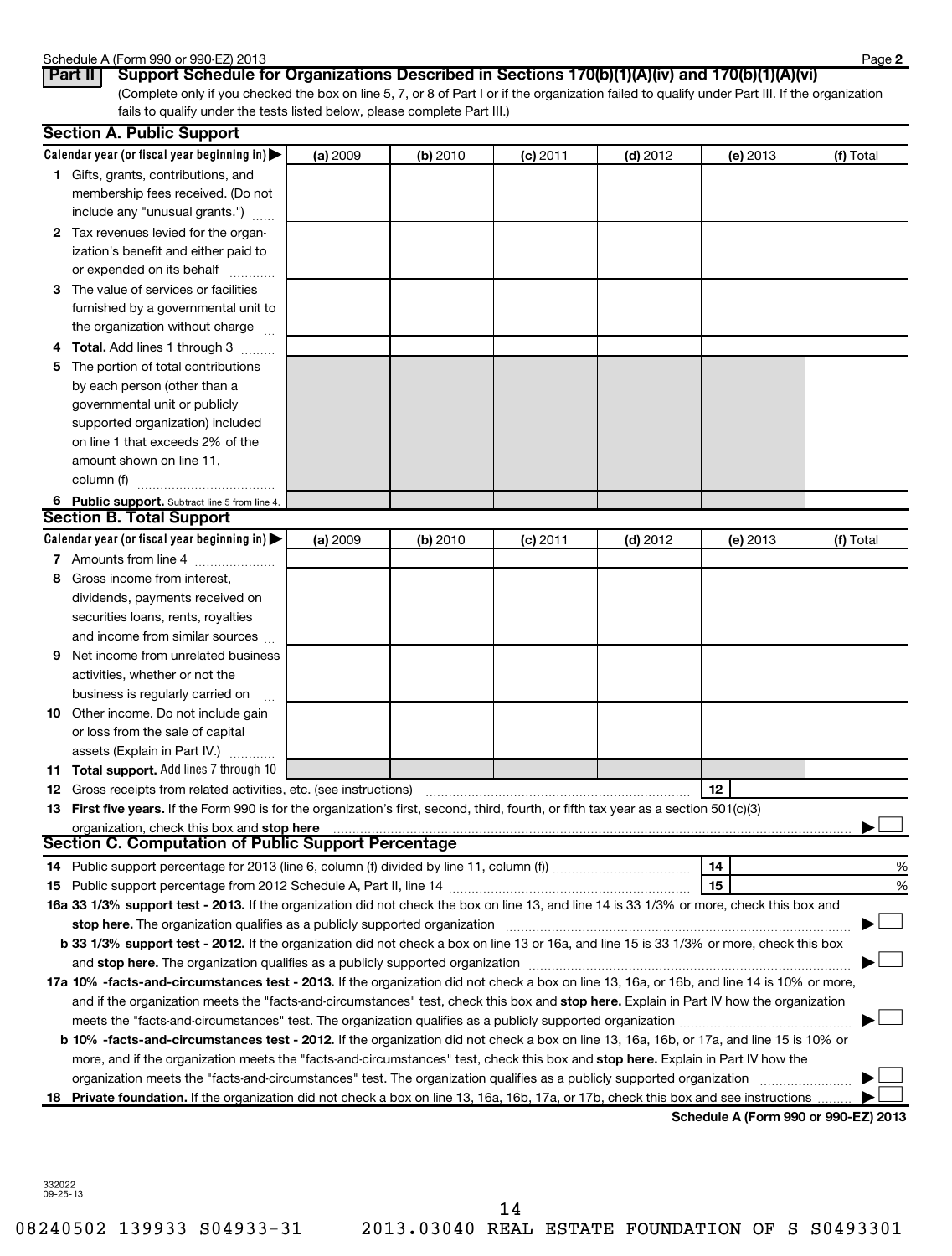Schedule A (Form 990 or 990-EZ) 2013

## Part II Support Schedule for Organizations Described in Sections 170(b)(1)(A)(iv) and 170(b)(1)(A)(vi)

(Complete only if you checked the box on line 5, 7, or 8 of Part I or if the organization failed to qualify under Part III. If the organization fails to qualify under the tests listed below, please complete Part III.)

### Section A. Public Support

| Calendar year (or fiscal year beginning in) ▶ | (a) 2009 | (b) 2010 | (c) 2011 | (d) 2012 | (e) 2013 | (f) Total |
|---|---|---|---|---|---|---|
| **1** Gifts, grants, contributions, and membership fees received. (Do not include any "unusual grants.") | | | | | | |
| **2** Tax revenues levied for the organization's benefit and either paid to or expended on its behalf | | | | | | |
| **3** The value of services or facilities furnished by a governmental unit to the organization without charge | | | | | | |
| **4 Total.** Add lines 1 through 3 | | | | | | |
| **5** The portion of total contributions by each person (other than a governmental unit or publicly supported organization) included on line 1 that exceeds 2% of the amount shown on line 11, column (f) | | | | | | |
| **6 Public support.** Subtract line 5 from line 4. | | | | | | |

### Section B. Total Support

| Calendar year (or fiscal year beginning in) ▶ | (a) 2009 | (b) 2010 | (c) 2011 | (d) 2012 | (e) 2013 | (f) Total |
|---|---|---|---|---|---|---|
| **7** Amounts from line 4 | | | | | | |
| **8** Gross income from interest, dividends, payments received on securities loans, rents, royalties and income from similar sources | | | | | | |
| **9** Net income from unrelated business activities, whether or not the business is regularly carried on | | | | | | |
| **10** Other income. Do not include gain or loss from the sale of capital assets (Explain in Part IV.) | | | | | | |
| **11 Total support.** Add lines 7 through 10 | | | | | | |

**12** Gross receipts from related activities, etc. (see instructions) | **12** |

**13 First five years.** If the Form 990 is for the organization's first, second, third, fourth, or fifth tax year as a section 501(c)(3) organization, check this box and **stop here** ▶ ☐

### Section C. Computation of Public Support Percentage

**14** Public support percentage for 2013 (line 6, column (f) divided by line 11, column (f)) | **14** | %

**15** Public support percentage from 2012 Schedule A, Part II, line 14 | **15** | %

**16a 33 1/3% support test - 2013.** If the organization did not check the box on line 13, and line 14 is 33 1/3% or more, check this box and **stop here.** The organization qualifies as a publicly supported organization ▶ ☐

**b 33 1/3% support test - 2012.** If the organization did not check a box on line 13 or 16a, and line 15 is 33 1/3% or more, check this box and **stop here.** The organization qualifies as a publicly supported organization ▶ ☐

**17a 10% -facts-and-circumstances test - 2013.** If the organization did not check a box on line 13, 16a, or 16b, and line 14 is 10% or more, and if the organization meets the "facts-and-circumstances" test, check this box and **stop here.** Explain in Part IV how the organization meets the "facts-and-circumstances" test. The organization qualifies as a publicly supported organization ▶ ☐

**b 10% -facts-and-circumstances test - 2012.** If the organization did not check a box on line 13, 16a, 16b, or 17a, and line 15 is 10% or more, and if the organization meets the "facts-and-circumstances" test, check this box and **stop here.** Explain in Part IV how the organization meets the "facts-and-circumstances" test. The organization qualifies as a publicly supported organization ▶ ☐

**18 Private foundation.** If the organization did not check a box on line 13, 16a, 16b, 17a, or 17b, check this box and see instructions ▶ ☐

**Schedule A (Form 990 or 990-EZ) 2013**

332022
09-25-13

08240502 139933 S04933-31 2013.03040 REAL ESTATE FOUNDATION OF S S0493301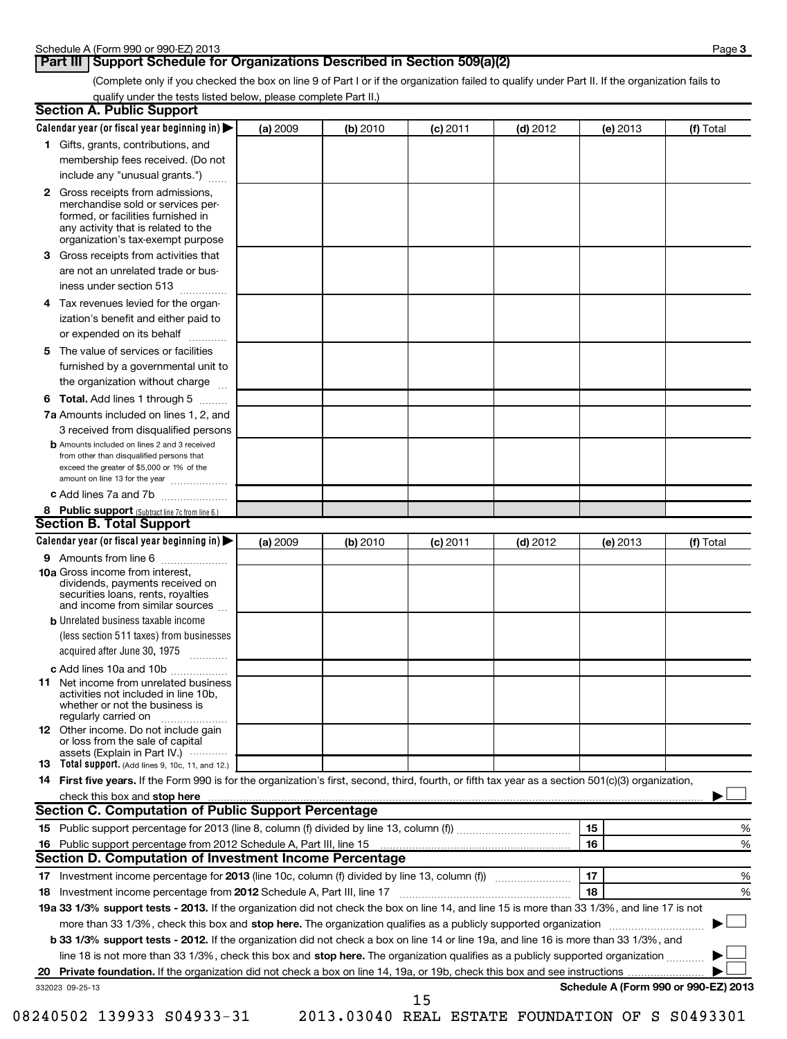## Part III Support Schedule for Organizations Described in Section 509(a)(2)

(Complete only if you checked the box on line 9 of Part I or if the organization failed to qualify under Part II. If the organization fails to qualify under the tests listed below, please complete Part II.)

### Section A. Public Support

| Calendar year (or fiscal year beginning in) ▶ | (a) 2009 | (b) 2010 | (c) 2011 | (d) 2012 | (e) 2013 | (f) Total |
|---|---|---|---|---|---|---|
| **1** Gifts, grants, contributions, and membership fees received. (Do not include any "unusual grants.") | | | | | | |
| **2** Gross receipts from admissions, merchandise sold or services performed, or facilities furnished in any activity that is related to the organization's tax-exempt purpose | | | | | | |
| **3** Gross receipts from activities that are not an unrelated trade or business under section 513 | | | | | | |
| **4** Tax revenues levied for the organization's benefit and either paid to or expended on its behalf | | | | | | |
| **5** The value of services or facilities furnished by a governmental unit to the organization without charge | | | | | | |
| **6 Total.** Add lines 1 through 5 | | | | | | |
| **7a** Amounts included on lines 1, 2, and 3 received from disqualified persons | | | | | | |
| **b** Amounts included on lines 2 and 3 received from other than disqualified persons that exceed the greater of $5,000 or 1% of the amount on line 13 for the year | | | | | | |
| **c** Add lines 7a and 7b | | | | | | |
| **8 Public support** (Subtract line 7c from line 6.) | | | | | | |

### Section B. Total Support

| Calendar year (or fiscal year beginning in) ▶ | (a) 2009 | (b) 2010 | (c) 2011 | (d) 2012 | (e) 2013 | (f) Total |
|---|---|---|---|---|---|---|
| **9** Amounts from line 6 | | | | | | |
| **10a** Gross income from interest, dividends, payments received on securities loans, rents, royalties and income from similar sources | | | | | | |
| **b** Unrelated business taxable income (less section 511 taxes) from businesses acquired after June 30, 1975 | | | | | | |
| **c** Add lines 10a and 10b | | | | | | |
| **11** Net income from unrelated business activities not included in line 10b, whether or not the business is regularly carried on | | | | | | |
| **12** Other income. Do not include gain or loss from the sale of capital assets (Explain in Part IV.) | | | | | | |
| **13 Total support.** (Add lines 9, 10c, 11, and 12.) | | | | | | |

**14 First five years.** If the Form 990 is for the organization's first, second, third, fourth, or fifth tax year as a section 501(c)(3) organization, check this box and **stop here** ▶ ☐

### Section C. Computation of Public Support Percentage

| | | | |
|---|---|---|---|
| **15** | Public support percentage for 2013 (line 8, column (f) divided by line 13, column (f)) | 15 | % |
| **16** | Public support percentage from 2012 Schedule A, Part III, line 15 | 16 | % |

### Section D. Computation of Investment Income Percentage

| | | | |
|---|---|---|---|
| **17** | Investment income percentage for **2013** (line 10c, column (f) divided by line 13, column (f)) | 17 | % |
| **18** | Investment income percentage from **2012** Schedule A, Part III, line 17 | 18 | % |

**19a 33 1/3% support tests - 2013.** If the organization did not check the box on line 14, and line 15 is more than 33 1/3%, and line 17 is not more than 33 1/3%, check this box and **stop here.** The organization qualifies as a publicly supported organization ▶ ☐

**b 33 1/3% support tests - 2012.** If the organization did not check a box on line 14 or line 19a, and line 16 is more than 33 1/3%, and line 18 is not more than 33 1/3%, check this box and **stop here.** The organization qualifies as a publicly supported organization ▶ ☐

**20 Private foundation.** If the organization did not check a box on line 14, 19a, or 19b, check this box and see instructions ▶ ☐

332023 09-25-13

**Schedule A (Form 990 or 990-EZ) 2013**

08240502 139933 S04933-31 2013.03040 REAL ESTATE FOUNDATION OF S S0493301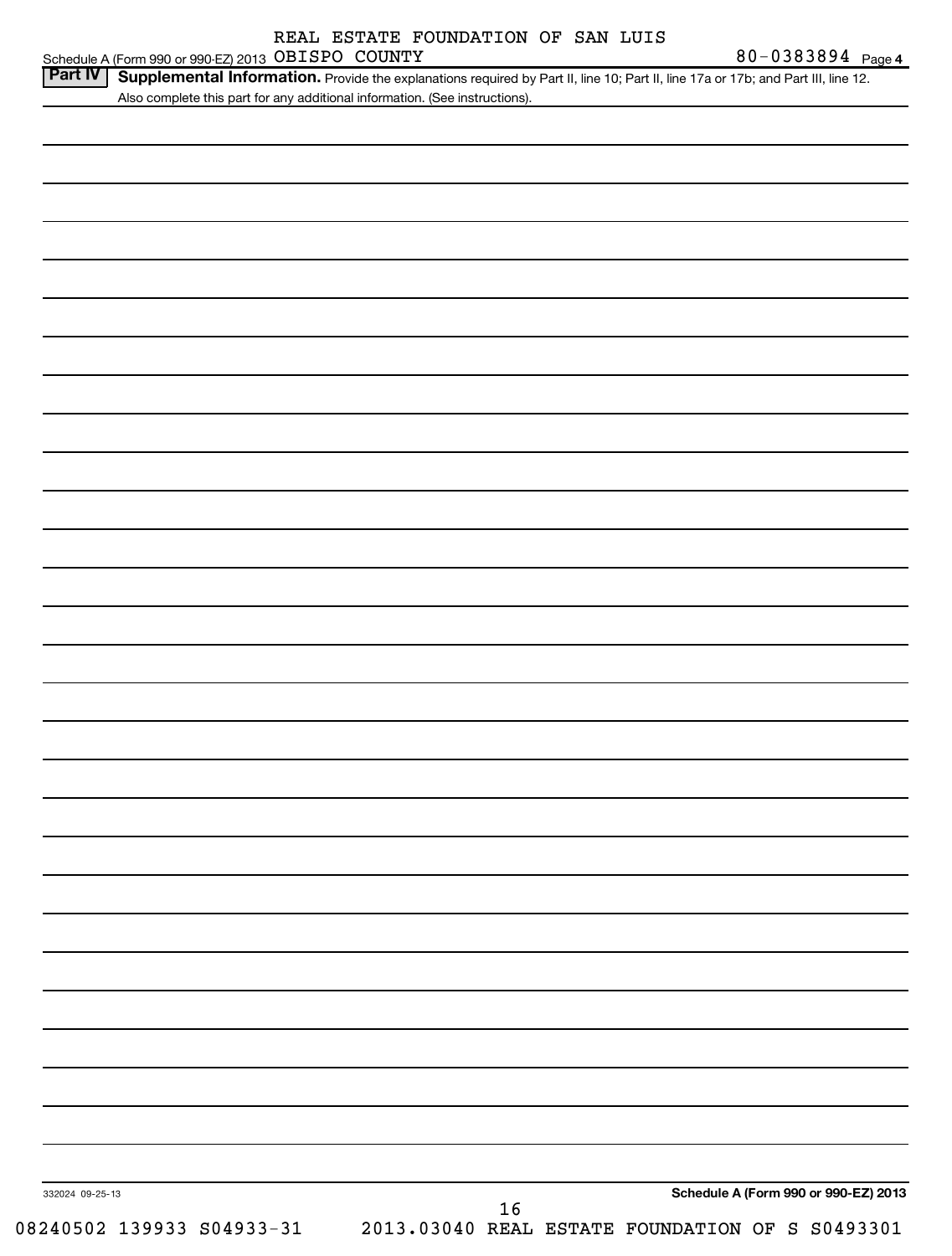REAL ESTATE FOUNDATION OF SAN LUIS OBISPO COUNTY 80-0383894

## Part IV Supplemental Information.

Provide the explanations required by Part II, line 10; Part II, line 17a or 17b; and Part III, line 12. Also complete this part for any additional information. (See instructions).

332024 09-25-13

**Schedule A (Form 990 or 990-EZ) 2013**

08240502 139933 S04933-31 2013.03040 REAL ESTATE FOUNDATION OF S S0493301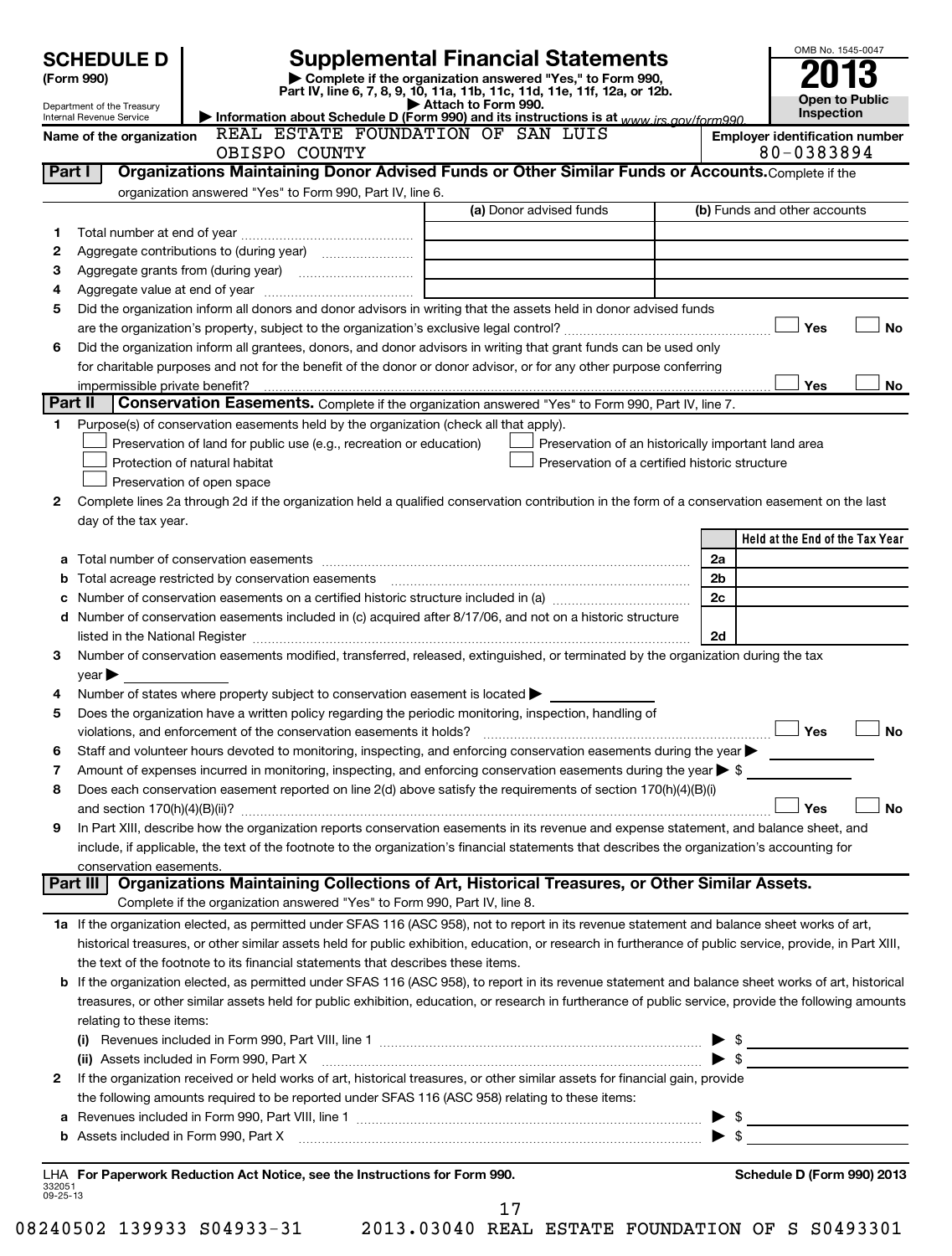**SCHEDULE D**
**(Form 990)**

Department of the Treasury
Internal Revenue Service

# Supplemental Financial Statements

▶ Complete if the organization answered "Yes," to Form 990, Part IV, line 6, 7, 8, 9, 10, 11a, 11b, 11c, 11d, 11e, 11f, 12a, or 12b.
▶ Attach to Form 990.
▶ Information about Schedule D (Form 990) and its instructions is at www.irs.gov/form990.

OMB No. 1545-0047
**2013**
**Open to Public Inspection**

**Name of the organization:** REAL ESTATE FOUNDATION OF SAN LUIS OBISPO COUNTY

**Employer identification number:** 80-0383894

## Part I — Organizations Maintaining Donor Advised Funds or Other Similar Funds or Accounts.

Complete if the organization answered "Yes" to Form 990, Part IV, line 6.

| | | (a) Donor advised funds | (b) Funds and other accounts |
|---|---|---|---|
| 1 | Total number at end of year | | |
| 2 | Aggregate contributions to (during year) | | |
| 3 | Aggregate grants from (during year) | | |
| 4 | Aggregate value at end of year | | |

5 Did the organization inform all donors and donor advisors in writing that the assets held in donor advised funds are the organization's property, subject to the organization's exclusive legal control? ☐ Yes ☐ No

6 Did the organization inform all grantees, donors, and donor advisors in writing that grant funds can be used only for charitable purposes and not for the benefit of the donor or donor advisor, or for any other purpose conferring impermissible private benefit? ☐ Yes ☐ No

## Part II — Conservation Easements.

Complete if the organization answered "Yes" to Form 990, Part IV, line 7.

1 Purpose(s) of conservation easements held by the organization (check all that apply).

☐ Preservation of land for public use (e.g., recreation or education)
☐ Protection of natural habitat
☐ Preservation of open space
☐ Preservation of an historically important land area
☐ Preservation of a certified historic structure

2 Complete lines 2a through 2d if the organization held a qualified conservation contribution in the form of a conservation easement on the last day of the tax year.

| | | | Held at the End of the Tax Year |
|---|---|---|---|
| a | Total number of conservation easements | 2a | |
| b | Total acreage restricted by conservation easements | 2b | |
| c | Number of conservation easements on a certified historic structure included in (a) | 2c | |
| d | Number of conservation easements included in (c) acquired after 8/17/06, and not on a historic structure listed in the National Register | 2d | |

3 Number of conservation easements modified, transferred, released, extinguished, or terminated by the organization during the tax year ▶

4 Number of states where property subject to conservation easement is located ▶

5 Does the organization have a written policy regarding the periodic monitoring, inspection, handling of violations, and enforcement of the conservation easements it holds? ☐ Yes ☐ No

6 Staff and volunteer hours devoted to monitoring, inspecting, and enforcing conservation easements during the year ▶

7 Amount of expenses incurred in monitoring, inspecting, and enforcing conservation easements during the year ▶ $

8 Does each conservation easement reported on line 2(d) above satisfy the requirements of section 170(h)(4)(B)(i) and section 170(h)(4)(B)(ii)? ☐ Yes ☐ No

9 In Part XIII, describe how the organization reports conservation easements in its revenue and expense statement, and balance sheet, and include, if applicable, the text of the footnote to the organization's financial statements that describes the organization's accounting for conservation easements.

## Part III — Organizations Maintaining Collections of Art, Historical Treasures, or Other Similar Assets.

Complete if the organization answered "Yes" to Form 990, Part IV, line 8.

1a If the organization elected, as permitted under SFAS 116 (ASC 958), not to report in its revenue statement and balance sheet works of art, historical treasures, or other similar assets held for public exhibition, education, or research in furtherance of public service, provide, in Part XIII, the text of the footnote to its financial statements that describes these items.

b If the organization elected, as permitted under SFAS 116 (ASC 958), to report in its revenue statement and balance sheet works of art, historical treasures, or other similar assets held for public exhibition, education, or research in furtherance of public service, provide the following amounts relating to these items:

(i) Revenues included in Form 990, Part VIII, line 1 ▶ $

(ii) Assets included in Form 990, Part X ▶ $

2 If the organization received or held works of art, historical treasures, or other similar assets for financial gain, provide the following amounts required to be reported under SFAS 116 (ASC 958) relating to these items:

a Revenues included in Form 990, Part VIII, line 1 ▶ $

b Assets included in Form 990, Part X ▶ $

LHA For Paperwork Reduction Act Notice, see the Instructions for Form 990.

Schedule D (Form 990) 2013

332051
09-25-13

08240502 139933 S04933-31 2013.03040 REAL ESTATE FOUNDATION OF S S0493301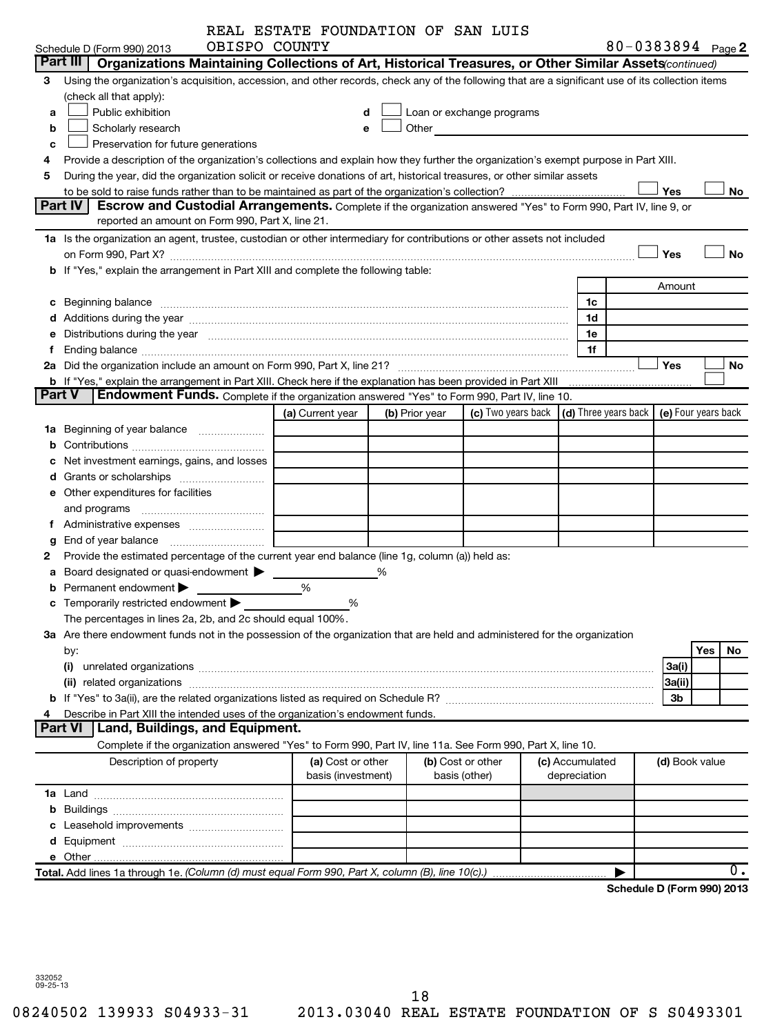REAL ESTATE FOUNDATION OF SAN LUIS OBISPO COUNTY

Schedule D (Form 990) 2013 80-0383894 Page 2

## Part III Organizations Maintaining Collections of Art, Historical Treasures, or Other Similar Assets *(continued)*

3 Using the organization's acquisition, accession, and other records, check any of the following that are a significant use of its collection items (check all that apply):

a ☐ Public exhibition
b ☐ Scholarly research
c ☐ Preservation for future generations
d ☐ Loan or exchange programs
e ☐ Other

4 Provide a description of the organization's collections and explain how they further the organization's exempt purpose in Part XIII.

5 During the year, did the organization solicit or receive donations of art, historical treasures, or other similar assets to be sold to raise funds rather than to be maintained as part of the organization's collection? ☐ Yes ☐ No

## Part IV Escrow and Custodial Arrangements.

Complete if the organization answered "Yes" to Form 990, Part IV, line 9, or reported an amount on Form 990, Part X, line 21.

1a Is the organization an agent, trustee, custodian or other intermediary for contributions or other assets not included on Form 990, Part X? ☐ Yes ☐ No

b If "Yes," explain the arrangement in Part XIII and complete the following table:

| | | Amount |
|---|---|---|
| c Beginning balance | 1c | |
| d Additions during the year | 1d | |
| e Distributions during the year | 1e | |
| f Ending balance | 1f | |

2a Did the organization include an amount on Form 990, Part X, line 21? ☐ Yes ☐ No

b If "Yes," explain the arrangement in Part XIII. Check here if the explanation has been provided in Part XIII ☐

## Part V Endowment Funds.

Complete if the organization answered "Yes" to Form 990, Part IV, line 10.

| | (a) Current year | (b) Prior year | (c) Two years back | (d) Three years back | (e) Four years back |
|---|---|---|---|---|---|
| 1a Beginning of year balance | | | | | |
| b Contributions | | | | | |
| c Net investment earnings, gains, and losses | | | | | |
| d Grants or scholarships | | | | | |
| e Other expenditures for facilities and programs | | | | | |
| f Administrative expenses | | | | | |
| g End of year balance | | | | | |

2 Provide the estimated percentage of the current year end balance (line 1g, column (a)) held as:

a Board designated or quasi-endowment ▶ ______ %

b Permanent endowment ▶ ______ %

c Temporarily restricted endowment ▶ ______ %

The percentages in lines 2a, 2b, and 2c should equal 100%.

3a Are there endowment funds not in the possession of the organization that are held and administered for the organization by:

| | | Yes | No |
|---|---|---|---|
| (i) unrelated organizations | 3a(i) | | |
| (ii) related organizations | 3a(ii) | | |
| b If "Yes" to 3a(ii), are the related organizations listed as required on Schedule R? | 3b | | |

4 Describe in Part XIII the intended uses of the organization's endowment funds.

## Part VI Land, Buildings, and Equipment.

Complete if the organization answered "Yes" to Form 990, Part IV, line 11a. See Form 990, Part X, line 10.

| Description of property | (a) Cost or other basis (investment) | (b) Cost or other basis (other) | (c) Accumulated depreciation | (d) Book value |
|---|---|---|---|---|
| 1a Land | | | | |
| b Buildings | | | | |
| c Leasehold improvements | | | | |
| d Equipment | | | | |
| e Other | | | | |
| **Total.** Add lines 1a through 1e. *(Column (d) must equal Form 990, Part X, column (B), line 10(c).)* | | | ▶ | 0. |

**Schedule D (Form 990) 2013**

332052 09-25-13

08240502 139933 S04933-31 2013.03040 REAL ESTATE FOUNDATION OF S S0493301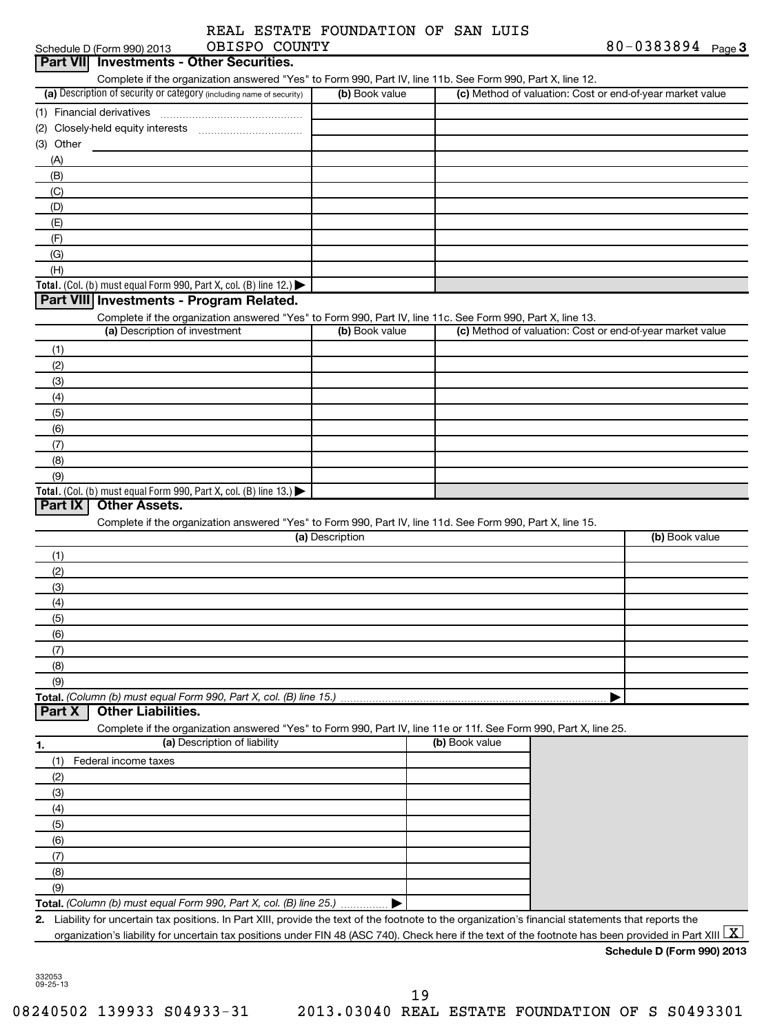REAL ESTATE FOUNDATION OF SAN LUIS OBISPO COUNTY

Schedule D (Form 990) 2013 80-0383894 Page 3

## Part VII Investments - Other Securities.

Complete if the organization answered "Yes" to Form 990, Part IV, line 11b. See Form 990, Part X, line 12.

| (a) Description of security or category (including name of security) | (b) Book value | (c) Method of valuation: Cost or end-of-year market value |
|---|---|---|
| (1) Financial derivatives | | |
| (2) Closely-held equity interests | | |
| (3) Other | | |
| (A) | | |
| (B) | | |
| (C) | | |
| (D) | | |
| (E) | | |
| (F) | | |
| (G) | | |
| (H) | | |
| **Total.** (Col. (b) must equal Form 990, Part X, col. (B) line 12.) ▶ | | |

## Part VIII Investments - Program Related.

Complete if the organization answered "Yes" to Form 990, Part IV, line 11c. See Form 990, Part X, line 13.

| (a) Description of investment | (b) Book value | (c) Method of valuation: Cost or end-of-year market value |
|---|---|---|
| (1) | | |
| (2) | | |
| (3) | | |
| (4) | | |
| (5) | | |
| (6) | | |
| (7) | | |
| (8) | | |
| (9) | | |
| **Total.** (Col. (b) must equal Form 990, Part X, col. (B) line 13.) ▶ | | |

## Part IX Other Assets.

Complete if the organization answered "Yes" to Form 990, Part IV, line 11d. See Form 990, Part X, line 15.

| (a) Description | (b) Book value |
|---|---|
| (1) | |
| (2) | |
| (3) | |
| (4) | |
| (5) | |
| (6) | |
| (7) | |
| (8) | |
| (9) | |
| **Total.** *(Column (b) must equal Form 990, Part X, col. (B) line 15.)* ▶ | |

## Part X Other Liabilities.

Complete if the organization answered "Yes" to Form 990, Part IV, line 11e or 11f. See Form 990, Part X, line 25.

| 1. (a) Description of liability | (b) Book value |
|---|---|
| (1) Federal income taxes | |
| (2) | |
| (3) | |
| (4) | |
| (5) | |
| (6) | |
| (7) | |
| (8) | |
| (9) | |
| **Total.** *(Column (b) must equal Form 990, Part X, col. (B) line 25.)* ▶ | |

**2.** Liability for uncertain tax positions. In Part XIII, provide the text of the footnote to the organization's financial statements that reports the organization's liability for uncertain tax positions under FIN 48 (ASC 740). Check here if the text of the footnote has been provided in Part XIII [X]

**Schedule D (Form 990) 2013**

332053 09-25-13

08240502 139933 S04933-31 2013.03040 REAL ESTATE FOUNDATION OF S S0493301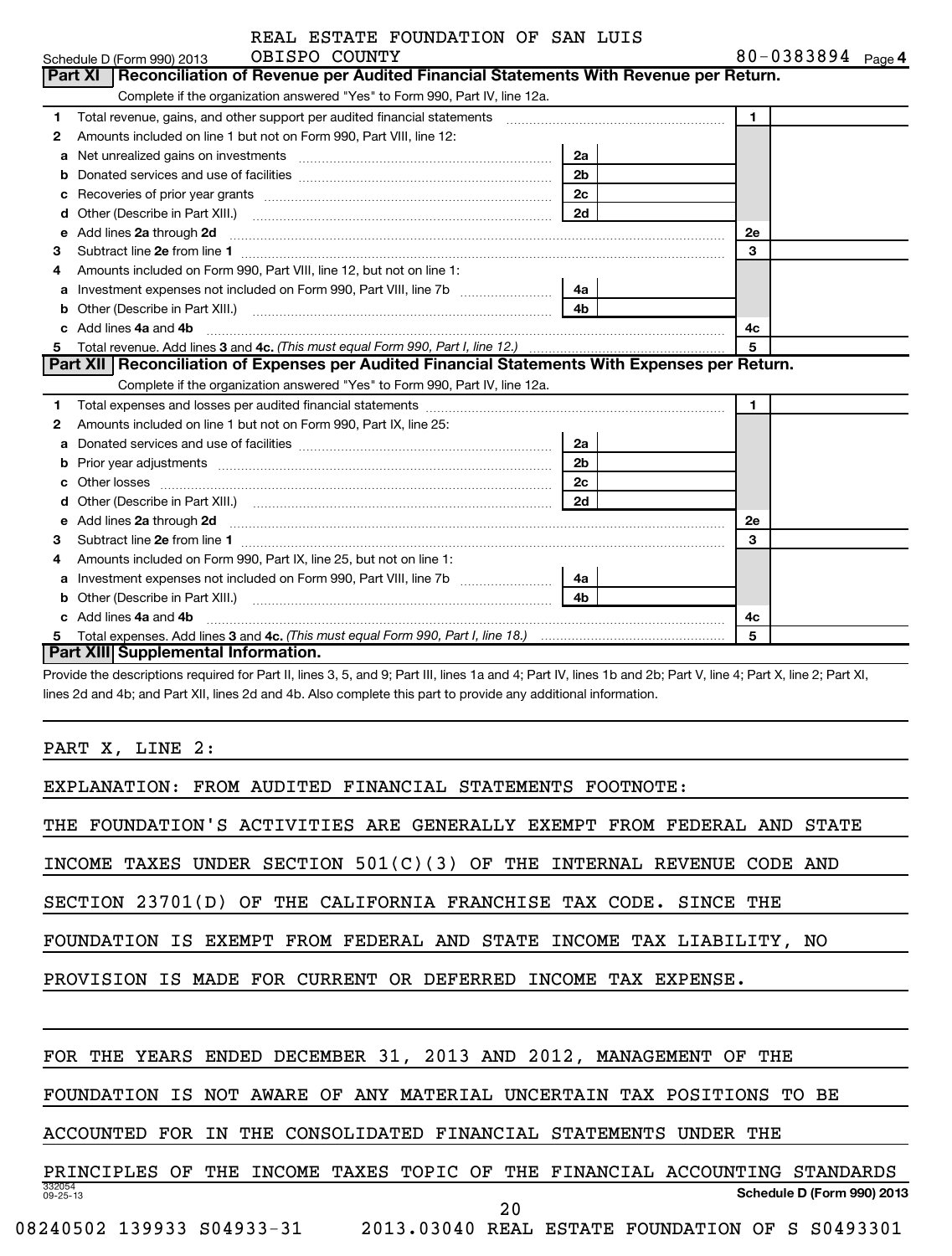REAL ESTATE FOUNDATION OF SAN LUIS OBISPO COUNTY

Schedule D (Form 990) 2013 — 80-0383894 Page 4

## Part XI Reconciliation of Revenue per Audited Financial Statements With Revenue per Return.

Complete if the organization answered "Yes" to Form 990, Part IV, line 12a.

| | | | | | |
|---|---|---|---|---|---|
| 1 | Total revenue, gains, and other support per audited financial statements | | | 1 | |
| 2 | Amounts included on line 1 but not on Form 990, Part VIII, line 12: | | | | |
| a | Net unrealized gains on investments | 2a | | | |
| b | Donated services and use of facilities | 2b | | | |
| c | Recoveries of prior year grants | 2c | | | |
| d | Other (Describe in Part XIII.) | 2d | | | |
| e | Add lines **2a** through **2d** | | | 2e | |
| 3 | Subtract line **2e** from line **1** | | | 3 | |
| 4 | Amounts included on Form 990, Part VIII, line 12, but not on line 1: | | | | |
| a | Investment expenses not included on Form 990, Part VIII, line 7b | 4a | | | |
| b | Other (Describe in Part XIII.) | 4b | | | |
| c | Add lines **4a** and **4b** | | | 4c | |
| 5 | Total revenue. Add lines **3** and **4c.** *(This must equal Form 990, Part I, line 12.)* | | | 5 | |

## Part XII Reconciliation of Expenses per Audited Financial Statements With Expenses per Return.

Complete if the organization answered "Yes" to Form 990, Part IV, line 12a.

| | | | | | |
|---|---|---|---|---|---|
| 1 | Total expenses and losses per audited financial statements | | | 1 | |
| 2 | Amounts included on line 1 but not on Form 990, Part IX, line 25: | | | | |
| a | Donated services and use of facilities | 2a | | | |
| b | Prior year adjustments | 2b | | | |
| c | Other losses | 2c | | | |
| d | Other (Describe in Part XIII.) | 2d | | | |
| e | Add lines **2a** through **2d** | | | 2e | |
| 3 | Subtract line **2e** from line **1** | | | 3 | |
| 4 | Amounts included on Form 990, Part IX, line 25, but not on line 1: | | | | |
| a | Investment expenses not included on Form 990, Part VIII, line 7b | 4a | | | |
| b | Other (Describe in Part XIII.) | 4b | | | |
| c | Add lines **4a** and **4b** | | | 4c | |
| 5 | Total expenses. Add lines **3** and **4c.** *(This must equal Form 990, Part I, line 18.)* | | | 5 | |

## Part XIII Supplemental Information.

Provide the descriptions required for Part II, lines 3, 5, and 9; Part III, lines 1a and 4; Part IV, lines 1b and 2b; Part V, line 4; Part X, line 2; Part XI, lines 2d and 4b; and Part XII, lines 2d and 4b. Also complete this part to provide any additional information.

PART X, LINE 2:

EXPLANATION: FROM AUDITED FINANCIAL STATEMENTS FOOTNOTE:

THE FOUNDATION'S ACTIVITIES ARE GENERALLY EXEMPT FROM FEDERAL AND STATE INCOME TAXES UNDER SECTION 501(C)(3) OF THE INTERNAL REVENUE CODE AND SECTION 23701(D) OF THE CALIFORNIA FRANCHISE TAX CODE. SINCE THE FOUNDATION IS EXEMPT FROM FEDERAL AND STATE INCOME TAX LIABILITY, NO PROVISION IS MADE FOR CURRENT OR DEFERRED INCOME TAX EXPENSE.

FOR THE YEARS ENDED DECEMBER 31, 2013 AND 2012, MANAGEMENT OF THE FOUNDATION IS NOT AWARE OF ANY MATERIAL UNCERTAIN TAX POSITIONS TO BE ACCOUNTED FOR IN THE CONSOLIDATED FINANCIAL STATEMENTS UNDER THE PRINCIPLES OF THE INCOME TAXES TOPIC OF THE FINANCIAL ACCOUNTING STANDARDS

332054 09-25-13 — Schedule D (Form 990) 2013

08240502 139933 S04933-31 2013.03040 REAL ESTATE FOUNDATION OF S S0493301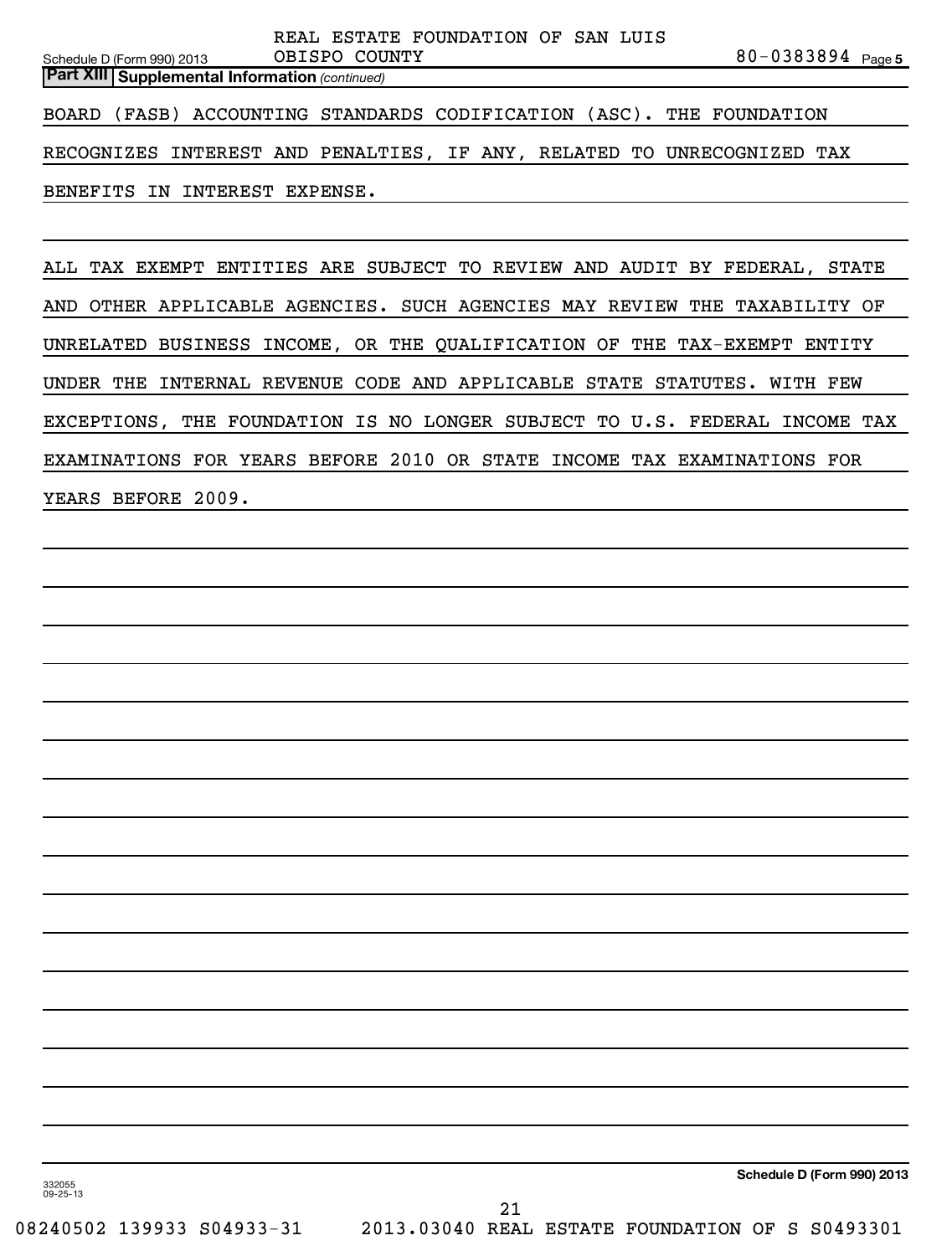**Part XIII** **Supplemental Information** *(continued)*

BOARD (FASB) ACCOUNTING STANDARDS CODIFICATION (ASC). THE FOUNDATION RECOGNIZES INTEREST AND PENALTIES, IF ANY, RELATED TO UNRECOGNIZED TAX BENEFITS IN INTEREST EXPENSE.

ALL TAX EXEMPT ENTITIES ARE SUBJECT TO REVIEW AND AUDIT BY FEDERAL, STATE AND OTHER APPLICABLE AGENCIES. SUCH AGENCIES MAY REVIEW THE TAXABILITY OF UNRELATED BUSINESS INCOME, OR THE QUALIFICATION OF THE TAX-EXEMPT ENTITY UNDER THE INTERNAL REVENUE CODE AND APPLICABLE STATE STATUTES. WITH FEW EXCEPTIONS, THE FOUNDATION IS NO LONGER SUBJECT TO U.S. FEDERAL INCOME TAX EXAMINATIONS FOR YEARS BEFORE 2010 OR STATE INCOME TAX EXAMINATIONS FOR YEARS BEFORE 2009.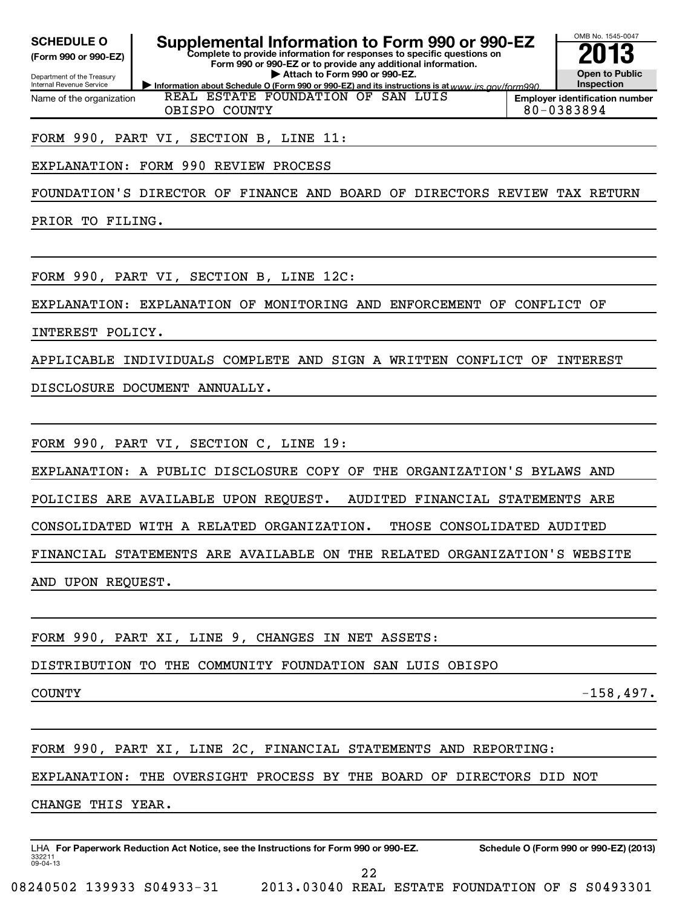**SCHEDULE O**
**(Form 990 or 990-EZ)**

Department of the Treasury
Internal Revenue Service

# Supplemental Information to Form 990 or 990-EZ

**Complete to provide information for responses to specific questions on Form 990 or 990-EZ or to provide any additional information.**
**▶ Attach to Form 990 or 990-EZ.**
**▶ Information about Schedule O (Form 990 or 990-EZ) and its instructions is at** *www.irs.gov/form990.*

OMB No. 1545-0047
**2013**
**Open to Public Inspection**

| Name of the organization | Employer identification number |
|---|---|
| REAL ESTATE FOUNDATION OF SAN LUIS OBISPO COUNTY | 80-0383894 |

FORM 990, PART VI, SECTION B, LINE 11:

EXPLANATION: FORM 990 REVIEW PROCESS

FOUNDATION'S DIRECTOR OF FINANCE AND BOARD OF DIRECTORS REVIEW TAX RETURN PRIOR TO FILING.

FORM 990, PART VI, SECTION B, LINE 12C:

EXPLANATION: EXPLANATION OF MONITORING AND ENFORCEMENT OF CONFLICT OF INTEREST POLICY.

APPLICABLE INDIVIDUALS COMPLETE AND SIGN A WRITTEN CONFLICT OF INTEREST DISCLOSURE DOCUMENT ANNUALLY.

FORM 990, PART VI, SECTION C, LINE 19:

EXPLANATION: A PUBLIC DISCLOSURE COPY OF THE ORGANIZATION'S BYLAWS AND POLICIES ARE AVAILABLE UPON REQUEST. AUDITED FINANCIAL STATEMENTS ARE CONSOLIDATED WITH A RELATED ORGANIZATION. THOSE CONSOLIDATED AUDITED FINANCIAL STATEMENTS ARE AVAILABLE ON THE RELATED ORGANIZATION'S WEBSITE AND UPON REQUEST.

FORM 990, PART XI, LINE 9, CHANGES IN NET ASSETS:

DISTRIBUTION TO THE COMMUNITY FOUNDATION SAN LUIS OBISPO COUNTY -158,497.

FORM 990, PART XI, LINE 2C, FINANCIAL STATEMENTS AND REPORTING:

EXPLANATION: THE OVERSIGHT PROCESS BY THE BOARD OF DIRECTORS DID NOT CHANGE THIS YEAR.

LHA **For Paperwork Reduction Act Notice, see the Instructions for Form 990 or 990-EZ.** **Schedule O (Form 990 or 990-EZ) (2013)**
332211
09-04-13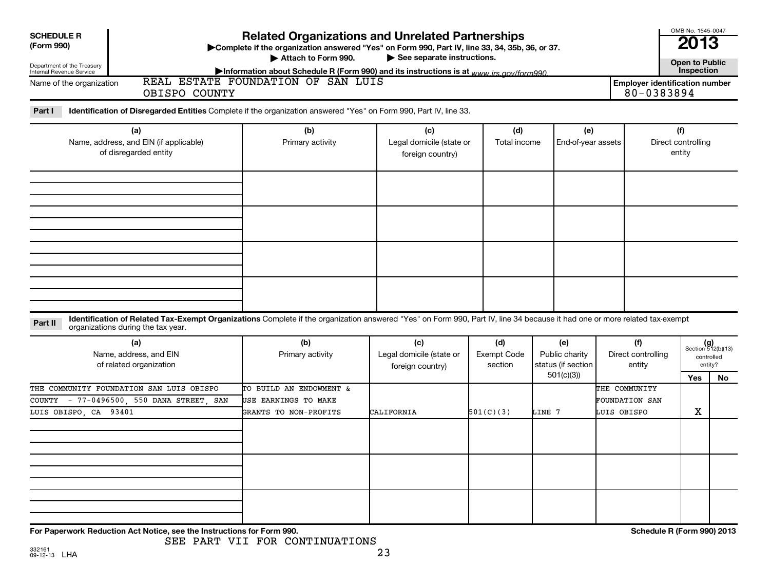**SCHEDULE R (Form 990)**

Department of the Treasury
Internal Revenue Service

# Related Organizations and Unrelated Partnerships

▶Complete if the organization answered "Yes" on Form 990, Part IV, line 33, 34, 35b, 36, or 37.
▶ Attach to Form 990. ▶ See separate instructions.
▶Information about Schedule R (Form 990) and its instructions is at www.irs.gov/form990.

OMB No. 1545-0047
**2013**
**Open to Public Inspection**

Name of the organization: REAL ESTATE FOUNDATION OF SAN LUIS OBISPO COUNTY

Employer identification number: 80-0383894

**Part I** **Identification of Disregarded Entities** Complete if the organization answered "Yes" on Form 990, Part IV, line 33.

| (a) Name, address, and EIN (if applicable) of disregarded entity | (b) Primary activity | (c) Legal domicile (state or foreign country) | (d) Total income | (e) End-of-year assets | (f) Direct controlling entity |
|---|---|---|---|---|---|
| | | | | | |
| | | | | | |
| | | | | | |
| | | | | | |

**Part II** **Identification of Related Tax-Exempt Organizations** Complete if the organization answered "Yes" on Form 990, Part IV, line 34 because it had one or more related tax-exempt organizations during the tax year.

| (a) Name, address, and EIN of related organization | (b) Primary activity | (c) Legal domicile (state or foreign country) | (d) Exempt Code section | (e) Public charity status (if section 501(c)(3)) | (f) Direct controlling entity | (g) Section 512(b)(13) controlled entity? Yes | No |
|---|---|---|---|---|---|---|---|
| THE COMMUNITY FOUNDATION SAN LUIS OBISPO COUNTY - 77-0496500, 550 DANA STREET, SAN LUIS OBISPO, CA 93401 | TO BUILD AN ENDOWMENT & USE EARNINGS TO MAKE GRANTS TO NON-PROFITS | CALIFORNIA | 501(C)(3) | LINE 7 | THE COMMUNITY FOUNDATION SAN LUIS OBISPO | X | |
| | | | | | | | |
| | | | | | | | |
| | | | | | | | |

**For Paperwork Reduction Act Notice, see the Instructions for Form 990.** **Schedule R (Form 990) 2013**

SEE PART VII FOR CONTINUATIONS

332161 09-12-13 LHA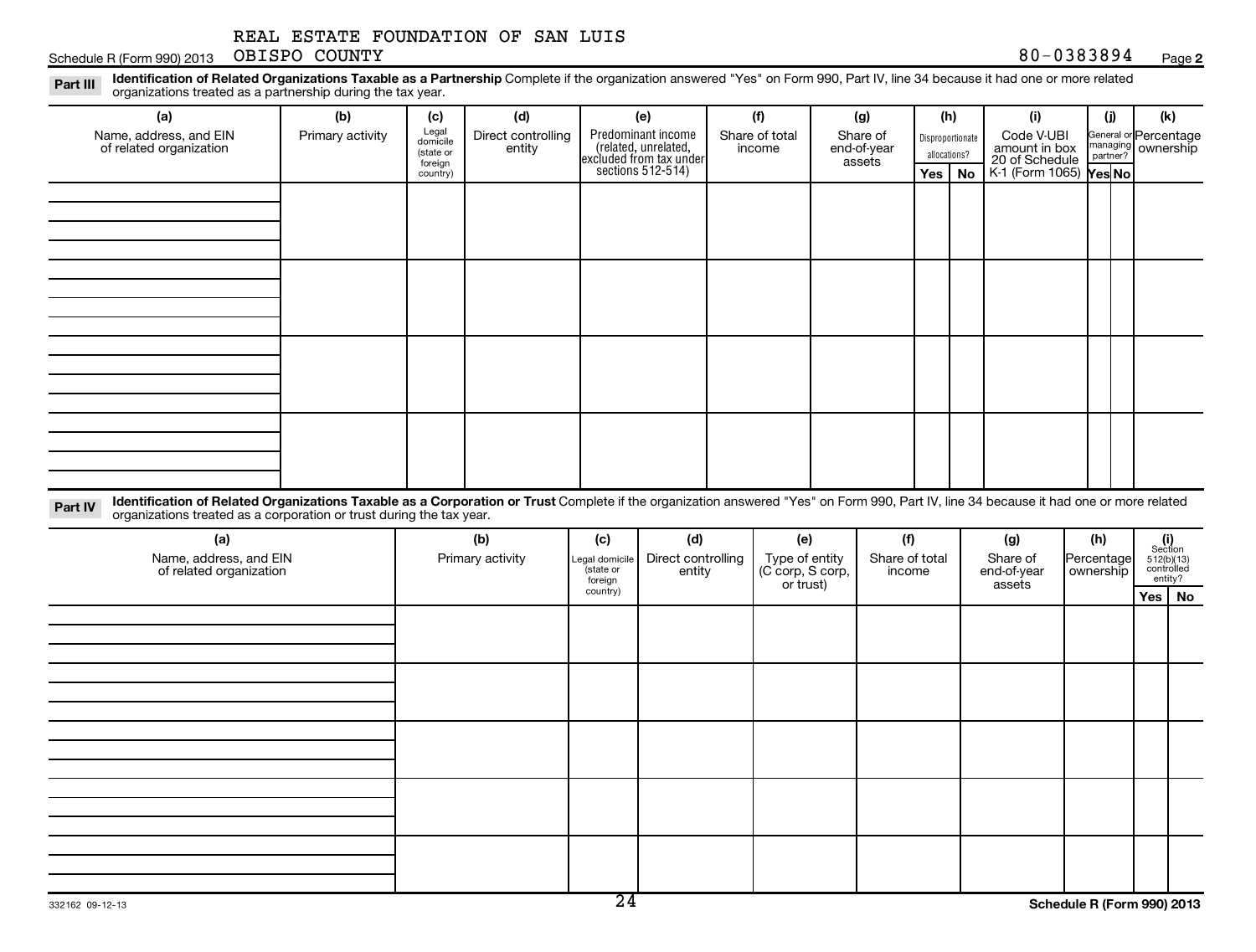REAL ESTATE FOUNDATION OF SAN LUIS OBISPO COUNTY 80-0383894

Schedule R (Form 990) 2013 Page 2

**Part III** **Identification of Related Organizations Taxable as a Partnership** Complete if the organization answered "Yes" on Form 990, Part IV, line 34 because it had one or more related organizations treated as a partnership during the tax year.

| (a) Name, address, and EIN of related organization | (b) Primary activity | (c) Legal domicile (state or foreign country) | (d) Direct controlling entity | (e) Predominant income (related, unrelated, excluded from tax under sections 512-514) | (f) Share of total income | (g) Share of end-of-year assets | (h) Disproportionate allocations? Yes | No | (i) Code V-UBI amount in box 20 of Schedule K-1 (Form 1065) | (j) General or managing partner? Yes | No | (k) Percentage ownership |
|---|---|---|---|---|---|---|---|---|---|---|---|---|
| | | | | | | | | | | | | |
| | | | | | | | | | | | | |
| | | | | | | | | | | | | |
| | | | | | | | | | | | | |

**Part IV** **Identification of Related Organizations Taxable as a Corporation or Trust** Complete if the organization answered "Yes" on Form 990, Part IV, line 34 because it had one or more related organizations treated as a corporation or trust during the tax year.

| (a) Name, address, and EIN of related organization | (b) Primary activity | (c) Legal domicile (state or foreign country) | (d) Direct controlling entity | (e) Type of entity (C corp, S corp, or trust) | (f) Share of total income | (g) Share of end-of-year assets | (h) Percentage ownership | (i) Section 512(b)(13) controlled entity? Yes | No |
|---|---|---|---|---|---|---|---|---|---|
| | | | | | | | | | |
| | | | | | | | | | |
| | | | | | | | | | |
| | | | | | | | | | |
| | | | | | | | | | |

332162 09-12-13 Schedule R (Form 990) 2013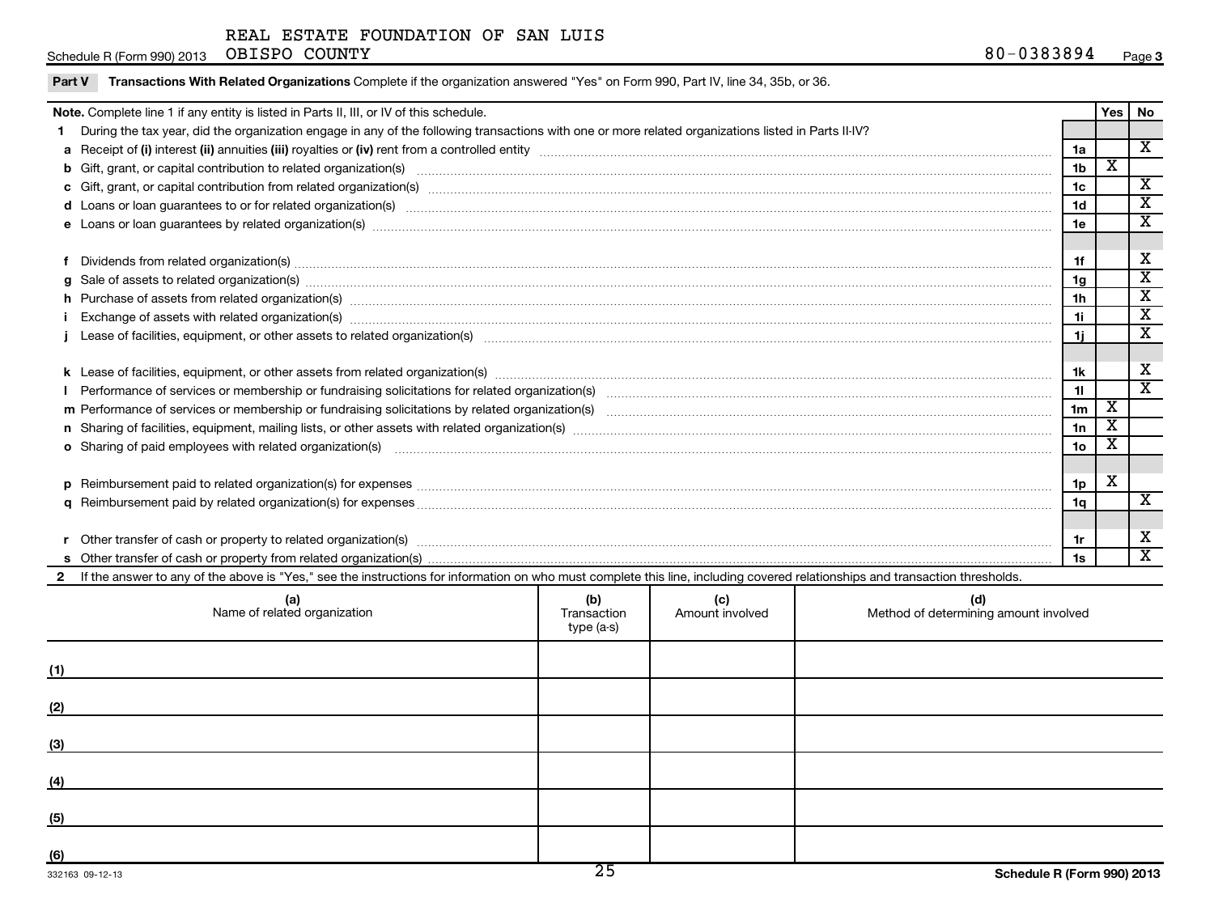REAL ESTATE FOUNDATION OF SAN LUIS OBISPO COUNTY

80-0383894

Schedule R (Form 990) 2013

**Part V** **Transactions With Related Organizations** Complete if the organization answered "Yes" on Form 990, Part IV, line 34, 35b, or 36.

| **Note.** Complete line 1 if any entity is listed in Parts II, III, or IV of this schedule. | | Yes | No |
|---|---|---|---|
| **1** During the tax year, did the organization engage in any of the following transactions with one or more related organizations listed in Parts II-IV? | | | |
| **a** Receipt of **(i)** interest **(ii)** annuities **(iii)** royalties or **(iv)** rent from a controlled entity | 1a | | X |
| **b** Gift, grant, or capital contribution to related organization(s) | 1b | X | |
| **c** Gift, grant, or capital contribution from related organization(s) | 1c | | X |
| **d** Loans or loan guarantees to or for related organization(s) | 1d | | X |
| **e** Loans or loan guarantees by related organization(s) | 1e | | X |
| **f** Dividends from related organization(s) | 1f | | X |
| **g** Sale of assets to related organization(s) | 1g | | X |
| **h** Purchase of assets from related organization(s) | 1h | | X |
| **i** Exchange of assets with related organization(s) | 1i | | X |
| **j** Lease of facilities, equipment, or other assets to related organization(s) | 1j | | X |
| **k** Lease of facilities, equipment, or other assets from related organization(s) | 1k | | X |
| **l** Performance of services or membership or fundraising solicitations for related organization(s) | 1l | | X |
| **m** Performance of services or membership or fundraising solicitations by related organization(s) | 1m | X | |
| **n** Sharing of facilities, equipment, mailing lists, or other assets with related organization(s) | 1n | X | |
| **o** Sharing of paid employees with related organization(s) | 1o | X | |
| **p** Reimbursement paid to related organization(s) for expenses | 1p | X | |
| **q** Reimbursement paid by related organization(s) for expenses | 1q | | X |
| **r** Other transfer of cash or property to related organization(s) | 1r | | X |
| **s** Other transfer of cash or property from related organization(s) | 1s | | X |

**2** If the answer to any of the above is "Yes," see the instructions for information on who must complete this line, including covered relationships and transaction thresholds.

| | (a) Name of related organization | (b) Transaction type (a-s) | (c) Amount involved | (d) Method of determining amount involved |
|---|---|---|---|---|
| (1) | | | | |
| (2) | | | | |
| (3) | | | | |
| (4) | | | | |
| (5) | | | | |
| (6) | | | | |

332163 09-12-13

Schedule R (Form 990) 2013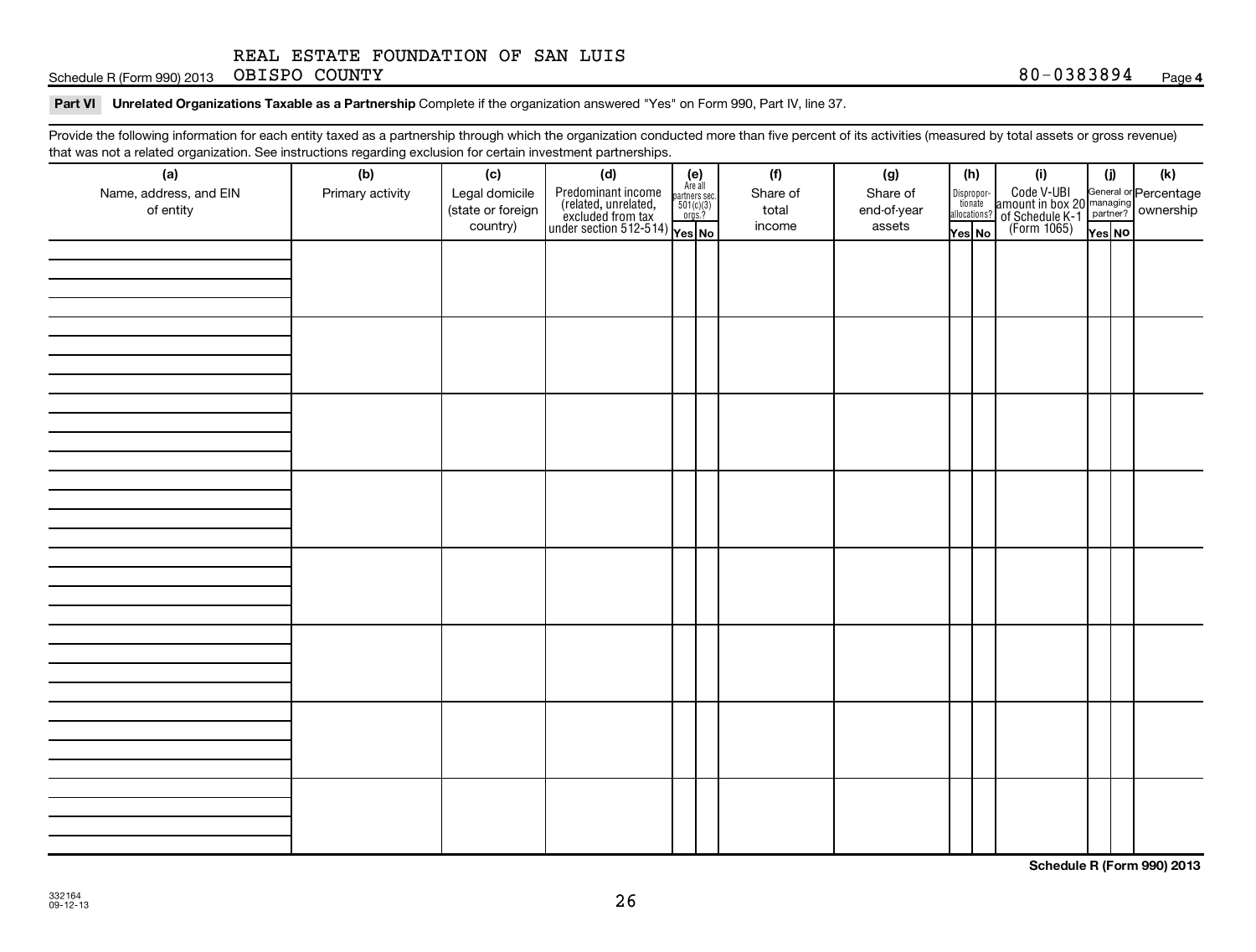REAL ESTATE FOUNDATION OF SAN LUIS OBISPO COUNTY

Schedule R (Form 990) 2013 — 80-0383894 — Page 4

**Part VI** **Unrelated Organizations Taxable as a Partnership** Complete if the organization answered "Yes" on Form 990, Part IV, line 37.

Provide the following information for each entity taxed as a partnership through which the organization conducted more than five percent of its activities (measured by total assets or gross revenue) that was not a related organization. See instructions regarding exclusion for certain investment partnerships.

| (a) Name, address, and EIN of entity | (b) Primary activity | (c) Legal domicile (state or foreign country) | (d) Predominant income (related, unrelated, excluded from tax under section 512-514) | (e) Are all partners sec. 501(c)(3) orgs.? Yes | No | (f) Share of total income | (g) Share of end-of-year assets | (h) Disproportionate allocations? Yes | No | (i) Code V-UBI amount in box 20 of Schedule K-1 (Form 1065) | (j) General or managing partner? Yes | No | (k) Percentage ownership |
|---|---|---|---|---|---|---|---|---|---|---|---|---|---|
| | | | | | | | | | | | | | |
| | | | | | | | | | | | | | |
| | | | | | | | | | | | | | |
| | | | | | | | | | | | | | |
| | | | | | | | | | | | | | |
| | | | | | | | | | | | | | |
| | | | | | | | | | | | | | |
| | | | | | | | | | | | | | |

Schedule R (Form 990) 2013

332164 09-12-13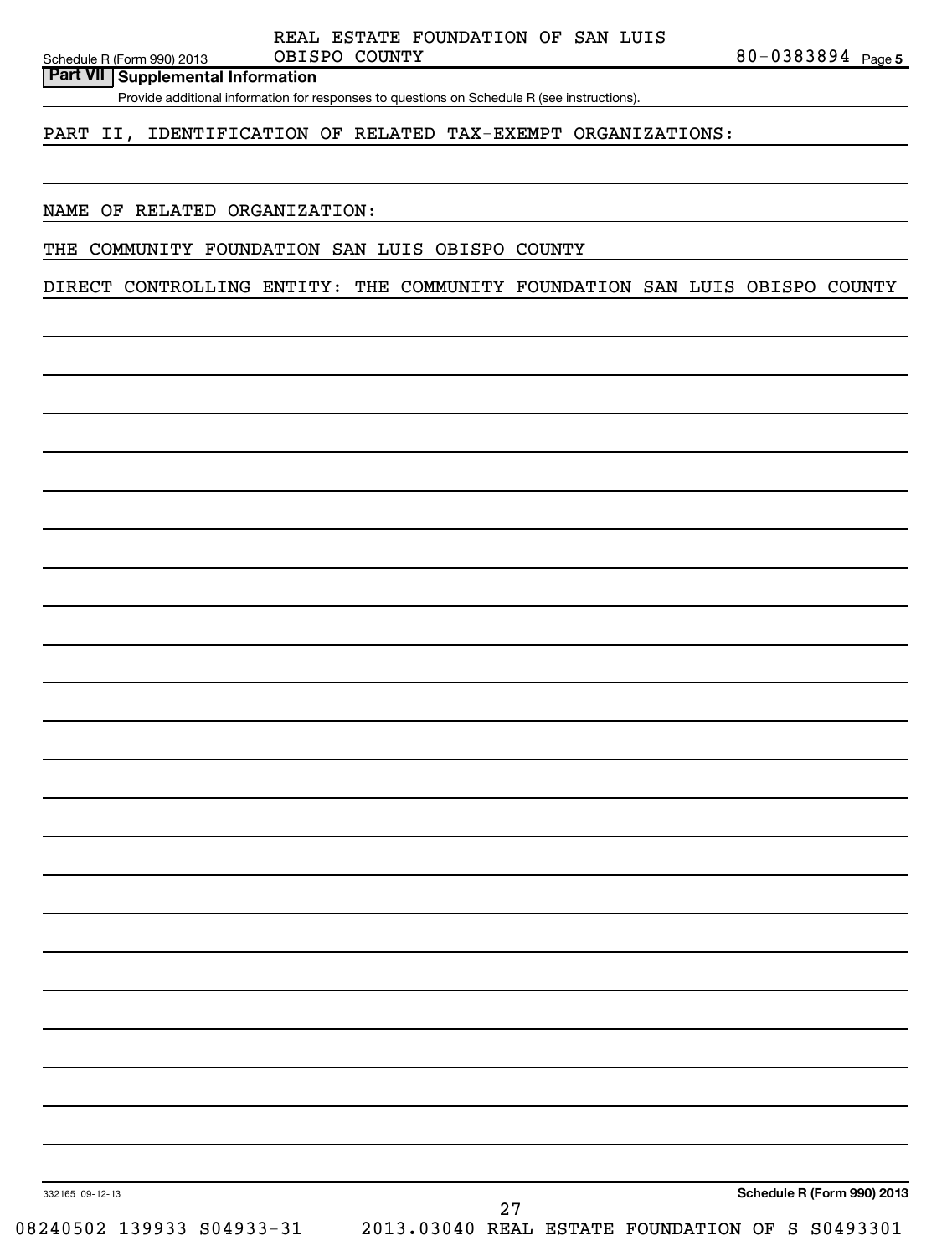REAL ESTATE FOUNDATION OF SAN LUIS OBISPO COUNTY 80-0383894

## Part VII Supplemental Information

Provide additional information for responses to questions on Schedule R (see instructions).

PART II, IDENTIFICATION OF RELATED TAX-EXEMPT ORGANIZATIONS:

NAME OF RELATED ORGANIZATION:

THE COMMUNITY FOUNDATION SAN LUIS OBISPO COUNTY

DIRECT CONTROLLING ENTITY: THE COMMUNITY FOUNDATION SAN LUIS OBISPO COUNTY